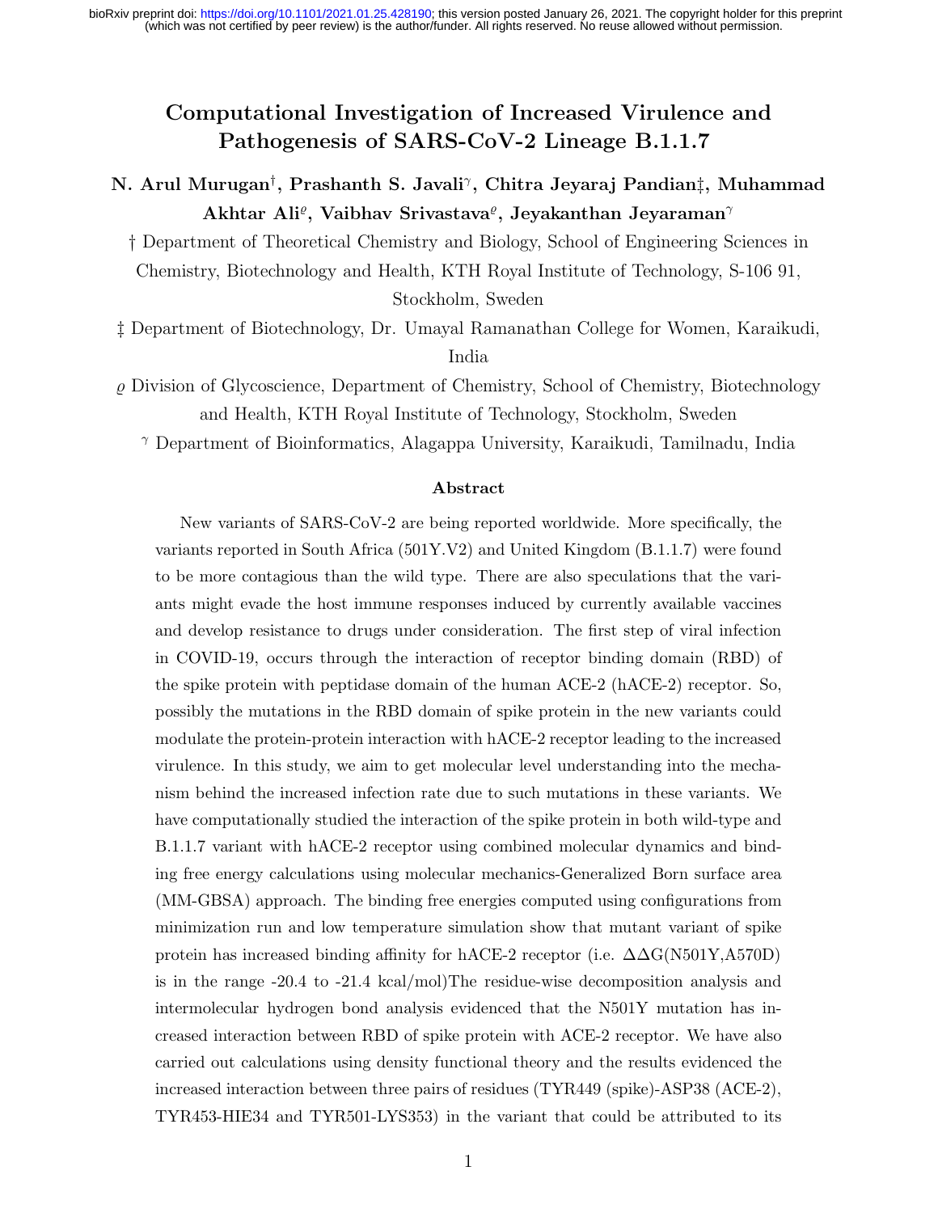# Computational Investigation of Increased Virulence and Pathogenesis of SARS-CoV-2 Lineage B.1.1.7

**N. Arul Murugan[†], Prashanth S. Javali[γ], Chitra Jeyaraj Pandian[‡], Muhammad Akhtar Ali[ϱ], Vaibhav Srivastava[ϱ], Jeyakanthan Jeyaraman[γ]**

† Department of Theoretical Chemistry and Biology, School of Engineering Sciences in Chemistry, Biotechnology and Health, KTH Royal Institute of Technology, S-106 91, Stockholm, Sweden

‡ Department of Biotechnology, Dr. Umayal Ramanathan College for Women, Karaikudi, India

ϱ Division of Glycoscience, Department of Chemistry, School of Chemistry, Biotechnology and Health, KTH Royal Institute of Technology, Stockholm, Sweden

γ Department of Bioinformatics, Alagappa University, Karaikudi, Tamilnadu, India

## Abstract

New variants of SARS-CoV-2 are being reported worldwide. More specifically, the variants reported in South Africa (501Y.V2) and United Kingdom (B.1.1.7) were found to be more contagious than the wild type. There are also speculations that the variants might evade the host immune responses induced by currently available vaccines and develop resistance to drugs under consideration. The first step of viral infection in COVID-19, occurs through the interaction of receptor binding domain (RBD) of the spike protein with peptidase domain of the human ACE-2 (hACE-2) receptor. So, possibly the mutations in the RBD domain of spike protein in the new variants could modulate the protein-protein interaction with hACE-2 receptor leading to the increased virulence. In this study, we aim to get molecular level understanding into the mechanism behind the increased infection rate due to such mutations in these variants. We have computationally studied the interaction of the spike protein in both wild-type and B.1.1.7 variant with hACE-2 receptor using combined molecular dynamics and binding free energy calculations using molecular mechanics-Generalized Born surface area (MM-GBSA) approach. The binding free energies computed using configurations from minimization run and low temperature simulation show that mutant variant of spike protein has increased binding affinity for hACE-2 receptor (i.e. $\Delta\Delta G$(N501Y,A570D) is in the range -20.4 to -21.4 kcal/mol)The residue-wise decomposition analysis and intermolecular hydrogen bond analysis evidenced that the N501Y mutation has increased interaction between RBD of spike protein with ACE-2 receptor. We have also carried out calculations using density functional theory and the results evidenced the increased interaction between three pairs of residues (TYR449 (spike)-ASP38 (ACE-2), TYR453-HIE34 and TYR501-LYS353) in the variant that could be attributed to its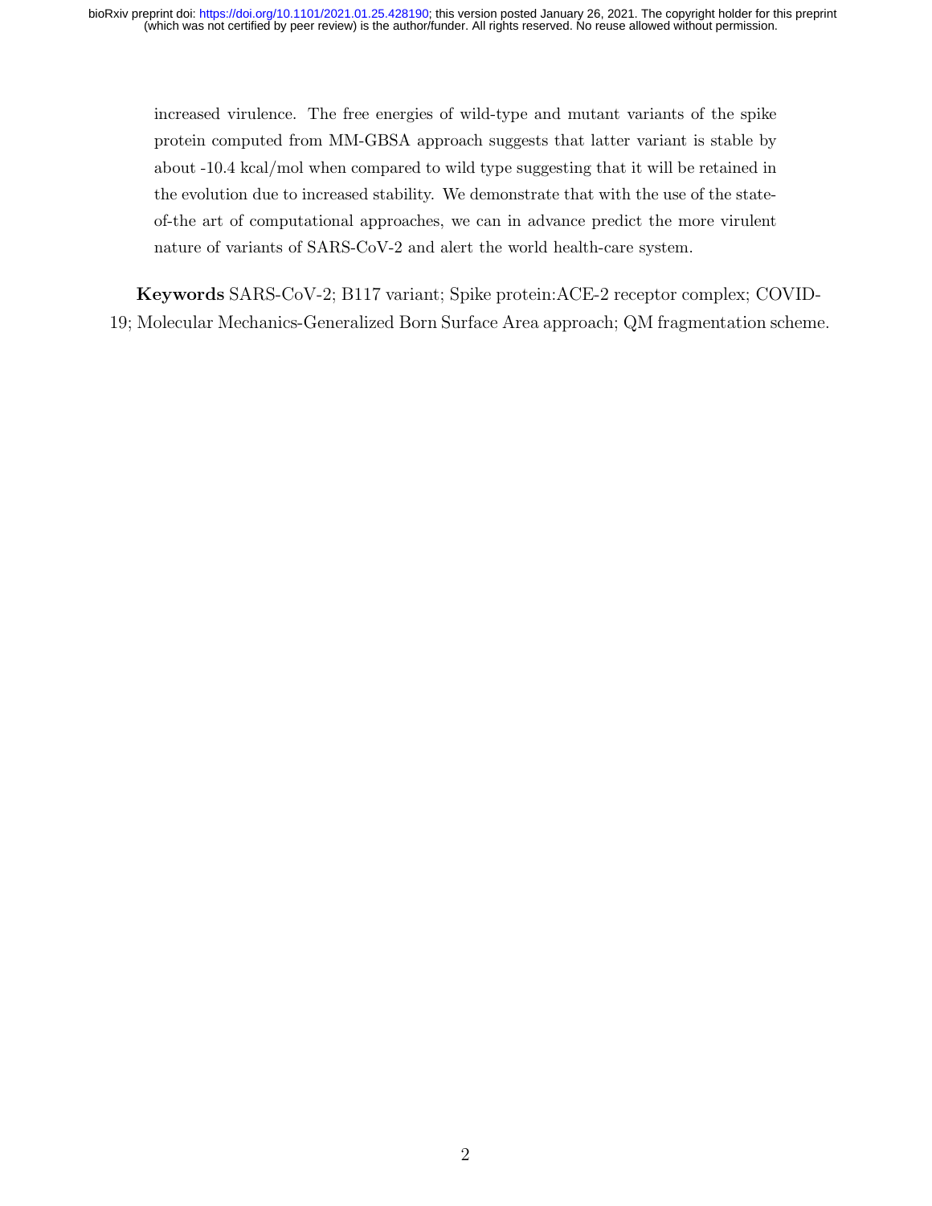increased virulence. The free energies of wild-type and mutant variants of the spike protein computed from MM-GBSA approach suggests that latter variant is stable by about -10.4 kcal/mol when compared to wild type suggesting that it will be retained in the evolution due to increased stability. We demonstrate that with the use of the state-of-the art of computational approaches, we can in advance predict the more virulent nature of variants of SARS-CoV-2 and alert the world health-care system.

**Keywords** SARS-CoV-2; B117 variant; Spike protein:ACE-2 receptor complex; COVID-19; Molecular Mechanics-Generalized Born Surface Area approach; QM fragmentation scheme.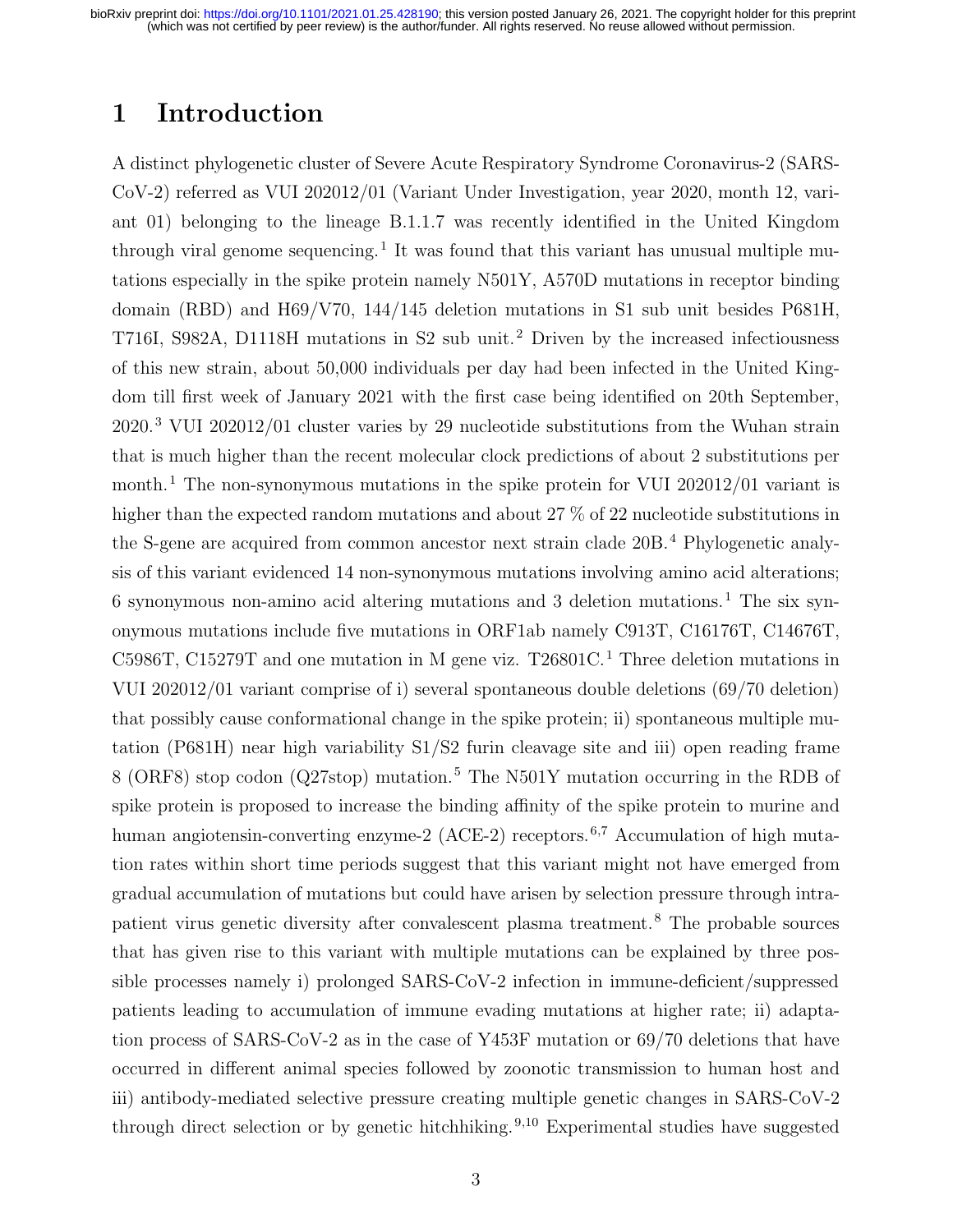# 1 Introduction

A distinct phylogenetic cluster of Severe Acute Respiratory Syndrome Coronavirus-2 (SARS-CoV-2) referred as VUI 202012/01 (Variant Under Investigation, year 2020, month 12, variant 01) belonging to the lineage B.1.1.7 was recently identified in the United Kingdom through viral genome sequencing.[1] It was found that this variant has unusual multiple mutations especially in the spike protein namely N501Y, A570D mutations in receptor binding domain (RBD) and H69/V70, 144/145 deletion mutations in S1 sub unit besides P681H, T716I, S982A, D1118H mutations in S2 sub unit.[2] Driven by the increased infectiousness of this new strain, about 50,000 individuals per day had been infected in the United Kingdom till first week of January 2021 with the first case being identified on 20th September, 2020.[3] VUI 202012/01 cluster varies by 29 nucleotide substitutions from the Wuhan strain that is much higher than the recent molecular clock predictions of about 2 substitutions per month.[1] The non-synonymous mutations in the spike protein for VUI 202012/01 variant is higher than the expected random mutations and about 27 % of 22 nucleotide substitutions in the S-gene are acquired from common ancestor next strain clade 20B.[4] Phylogenetic analysis of this variant evidenced 14 non-synonymous mutations involving amino acid alterations; 6 synonymous non-amino acid altering mutations and 3 deletion mutations.[1] The six synonymous mutations include five mutations in ORF1ab namely C913T, C16176T, C14676T, C5986T, C15279T and one mutation in M gene viz. T26801C.[1] Three deletion mutations in VUI 202012/01 variant comprise of i) several spontaneous double deletions (69/70 deletion) that possibly cause conformational change in the spike protein; ii) spontaneous multiple mutation (P681H) near high variability S1/S2 furin cleavage site and iii) open reading frame 8 (ORF8) stop codon (Q27stop) mutation.[5] The N501Y mutation occurring in the RDB of spike protein is proposed to increase the binding affinity of the spike protein to murine and human angiotensin-converting enzyme-2 (ACE-2) receptors.[6,7] Accumulation of high mutation rates within short time periods suggest that this variant might not have emerged from gradual accumulation of mutations but could have arisen by selection pressure through intra-patient virus genetic diversity after convalescent plasma treatment.[8] The probable sources that has given rise to this variant with multiple mutations can be explained by three possible processes namely i) prolonged SARS-CoV-2 infection in immune-deficient/suppressed patients leading to accumulation of immune evading mutations at higher rate; ii) adaptation process of SARS-CoV-2 as in the case of Y453F mutation or 69/70 deletions that have occurred in different animal species followed by zoonotic transmission to human host and iii) antibody-mediated selective pressure creating multiple genetic changes in SARS-CoV-2 through direct selection or by genetic hitchhiking.[9,10] Experimental studies have suggested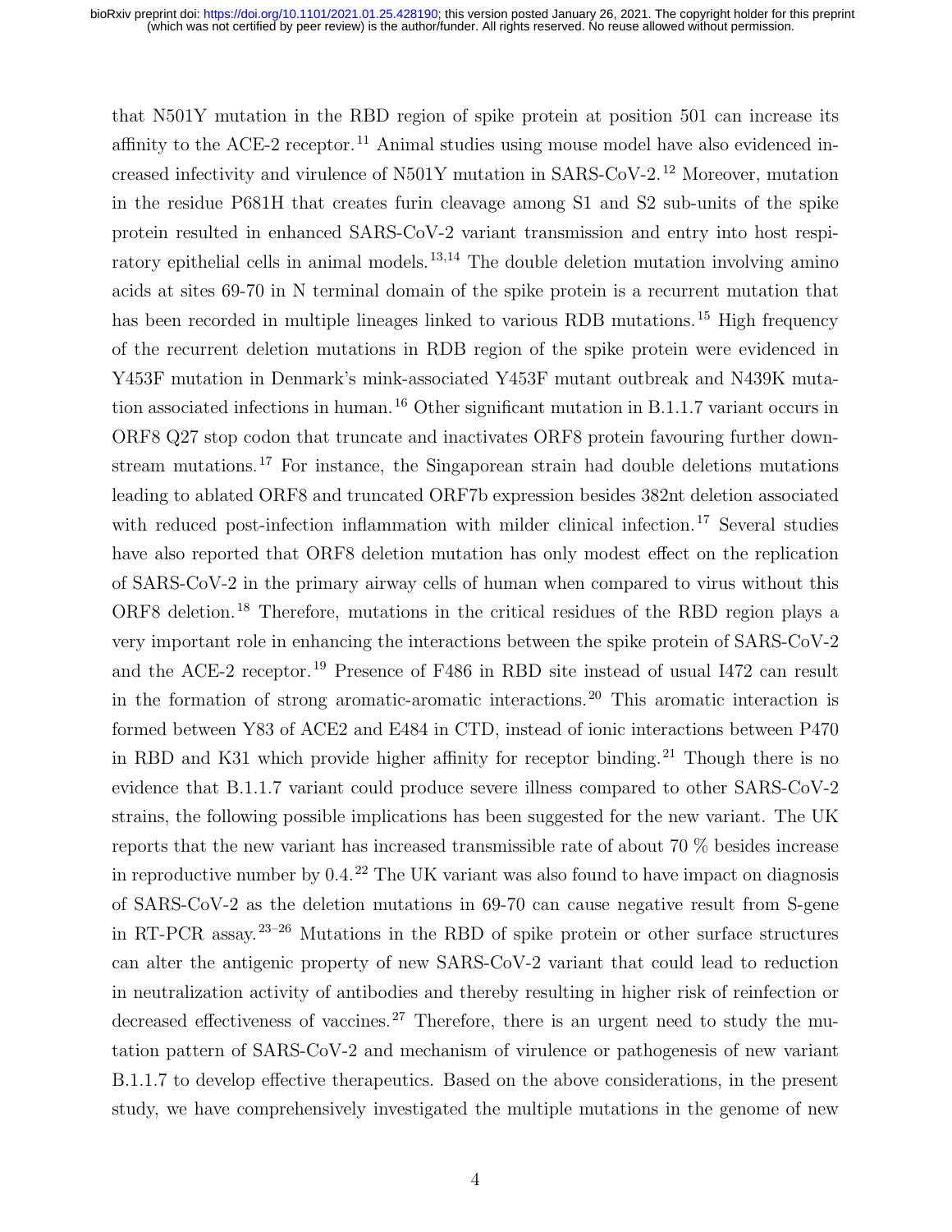that N501Y mutation in the RBD region of spike protein at position 501 can increase its affinity to the ACE-2 receptor.[11] Animal studies using mouse model have also evidenced increased infectivity and virulence of N501Y mutation in SARS-CoV-2.[12] Moreover, mutation in the residue P681H that creates furin cleavage among S1 and S2 sub-units of the spike protein resulted in enhanced SARS-CoV-2 variant transmission and entry into host respiratory epithelial cells in animal models.[13,14] The double deletion mutation involving amino acids at sites 69-70 in N terminal domain of the spike protein is a recurrent mutation that has been recorded in multiple lineages linked to various RDB mutations.[15] High frequency of the recurrent deletion mutations in RDB region of the spike protein were evidenced in Y453F mutation in Denmark's mink-associated Y453F mutant outbreak and N439K mutation associated infections in human.[16] Other significant mutation in B.1.1.7 variant occurs in ORF8 Q27 stop codon that truncate and inactivates ORF8 protein favouring further downstream mutations.[17] For instance, the Singaporean strain had double deletions mutations leading to ablated ORF8 and truncated ORF7b expression besides 382nt deletion associated with reduced post-infection inflammation with milder clinical infection.[17] Several studies have also reported that ORF8 deletion mutation has only modest effect on the replication of SARS-CoV-2 in the primary airway cells of human when compared to virus without this ORF8 deletion.[18] Therefore, mutations in the critical residues of the RBD region plays a very important role in enhancing the interactions between the spike protein of SARS-CoV-2 and the ACE-2 receptor.[19] Presence of F486 in RBD site instead of usual I472 can result in the formation of strong aromatic-aromatic interactions.[20] This aromatic interaction is formed between Y83 of ACE2 and E484 in CTD, instead of ionic interactions between P470 in RBD and K31 which provide higher affinity for receptor binding.[21] Though there is no evidence that B.1.1.7 variant could produce severe illness compared to other SARS-CoV-2 strains, the following possible implications has been suggested for the new variant. The UK reports that the new variant has increased transmissible rate of about 70 % besides increase in reproductive number by 0.4.[22] The UK variant was also found to have impact on diagnosis of SARS-CoV-2 as the deletion mutations in 69-70 can cause negative result from S-gene in RT-PCR assay.[23–26] Mutations in the RBD of spike protein or other surface structures can alter the antigenic property of new SARS-CoV-2 variant that could lead to reduction in neutralization activity of antibodies and thereby resulting in higher risk of reinfection or decreased effectiveness of vaccines.[27] Therefore, there is an urgent need to study the mutation pattern of SARS-CoV-2 and mechanism of virulence or pathogenesis of new variant B.1.1.7 to develop effective therapeutics. Based on the above considerations, in the present study, we have comprehensively investigated the multiple mutations in the genome of new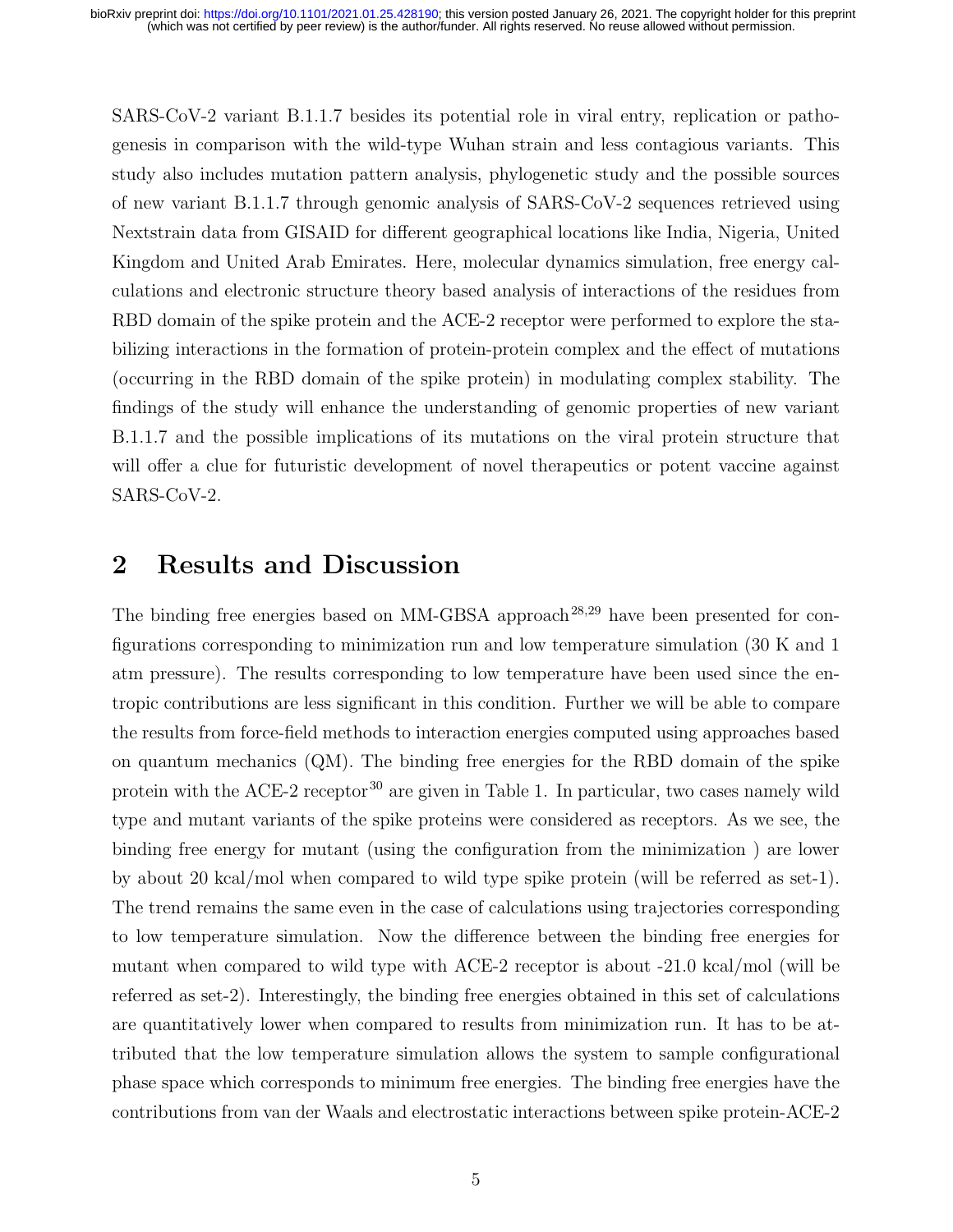SARS-CoV-2 variant B.1.1.7 besides its potential role in viral entry, replication or pathogenesis in comparison with the wild-type Wuhan strain and less contagious variants. This study also includes mutation pattern analysis, phylogenetic study and the possible sources of new variant B.1.1.7 through genomic analysis of SARS-CoV-2 sequences retrieved using Nextstrain data from GISAID for different geographical locations like India, Nigeria, United Kingdom and United Arab Emirates. Here, molecular dynamics simulation, free energy calculations and electronic structure theory based analysis of interactions of the residues from RBD domain of the spike protein and the ACE-2 receptor were performed to explore the stabilizing interactions in the formation of protein-protein complex and the effect of mutations (occurring in the RBD domain of the spike protein) in modulating complex stability. The findings of the study will enhance the understanding of genomic properties of new variant B.1.1.7 and the possible implications of its mutations on the viral protein structure that will offer a clue for futuristic development of novel therapeutics or potent vaccine against SARS-CoV-2.

## 2 Results and Discussion

The binding free energies based on MM-GBSA approach[28,29] have been presented for configurations corresponding to minimization run and low temperature simulation (30 K and 1 atm pressure). The results corresponding to low temperature have been used since the entropic contributions are less significant in this condition. Further we will be able to compare the results from force-field methods to interaction energies computed using approaches based on quantum mechanics (QM). The binding free energies for the RBD domain of the spike protein with the ACE-2 receptor[30] are given in Table 1. In particular, two cases namely wild type and mutant variants of the spike proteins were considered as receptors. As we see, the binding free energy for mutant (using the configuration from the minimization ) are lower by about 20 kcal/mol when compared to wild type spike protein (will be referred as set-1). The trend remains the same even in the case of calculations using trajectories corresponding to low temperature simulation. Now the difference between the binding free energies for mutant when compared to wild type with ACE-2 receptor is about -21.0 kcal/mol (will be referred as set-2). Interestingly, the binding free energies obtained in this set of calculations are quantitatively lower when compared to results from minimization run. It has to be attributed that the low temperature simulation allows the system to sample configurational phase space which corresponds to minimum free energies. The binding free energies have the contributions from van der Waals and electrostatic interactions between spike protein-ACE-2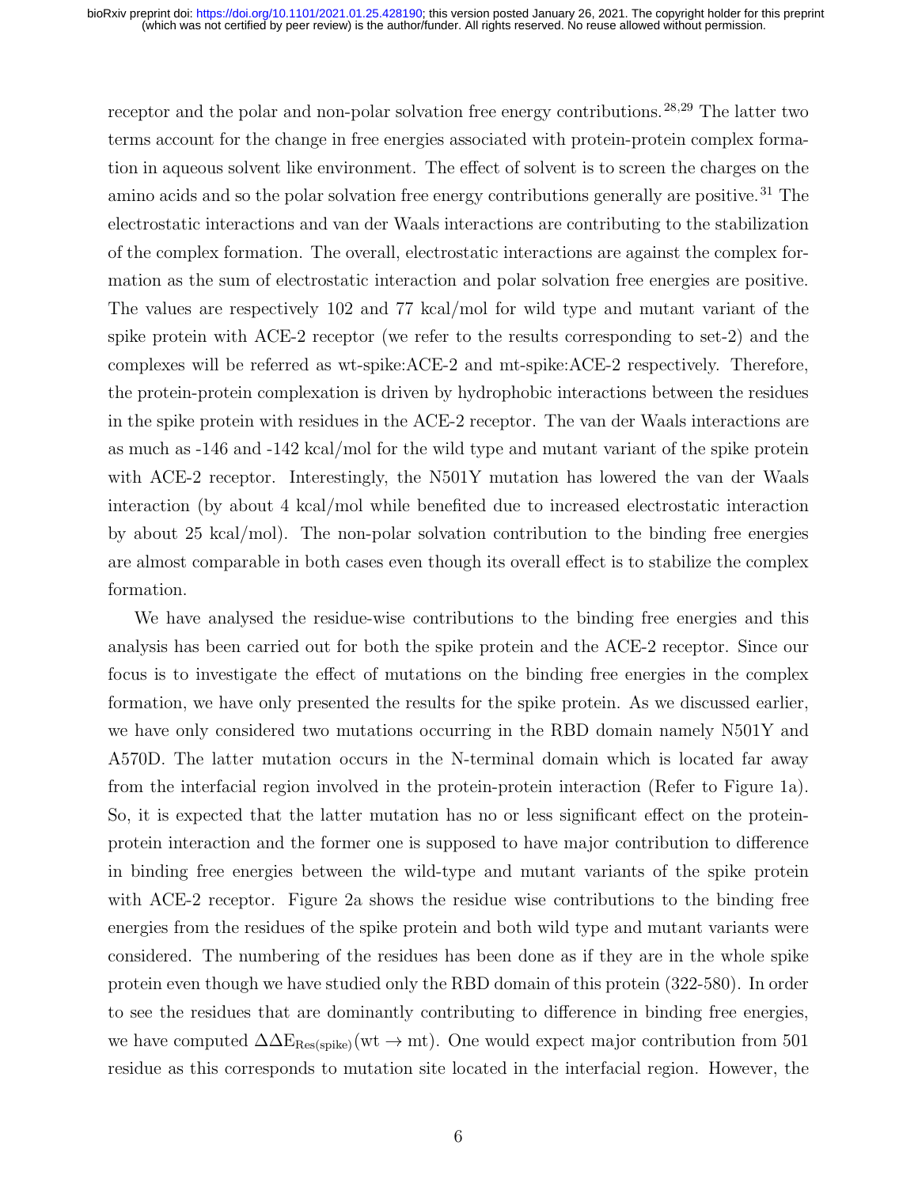receptor and the polar and non-polar solvation free energy contributions.[28,29] The latter two terms account for the change in free energies associated with protein-protein complex formation in aqueous solvent like environment. The effect of solvent is to screen the charges on the amino acids and so the polar solvation free energy contributions generally are positive.[31] The electrostatic interactions and van der Waals interactions are contributing to the stabilization of the complex formation. The overall, electrostatic interactions are against the complex formation as the sum of electrostatic interaction and polar solvation free energies are positive. The values are respectively 102 and 77 kcal/mol for wild type and mutant variant of the spike protein with ACE-2 receptor (we refer to the results corresponding to set-2) and the complexes will be referred as wt-spike:ACE-2 and mt-spike:ACE-2 respectively. Therefore, the protein-protein complexation is driven by hydrophobic interactions between the residues in the spike protein with residues in the ACE-2 receptor. The van der Waals interactions are as much as -146 and -142 kcal/mol for the wild type and mutant variant of the spike protein with ACE-2 receptor. Interestingly, the N501Y mutation has lowered the van der Waals interaction (by about 4 kcal/mol while benefited due to increased electrostatic interaction by about 25 kcal/mol). The non-polar solvation contribution to the binding free energies are almost comparable in both cases even though its overall effect is to stabilize the complex formation.

We have analysed the residue-wise contributions to the binding free energies and this analysis has been carried out for both the spike protein and the ACE-2 receptor. Since our focus is to investigate the effect of mutations on the binding free energies in the complex formation, we have only presented the results for the spike protein. As we discussed earlier, we have only considered two mutations occurring in the RBD domain namely N501Y and A570D. The latter mutation occurs in the N-terminal domain which is located far away from the interfacial region involved in the protein-protein interaction (Refer to Figure 1a). So, it is expected that the latter mutation has no or less significant effect on the protein-protein interaction and the former one is supposed to have major contribution to difference in binding free energies between the wild-type and mutant variants of the spike protein with ACE-2 receptor. Figure 2a shows the residue wise contributions to the binding free energies from the residues of the spike protein and both wild type and mutant variants were considered. The numbering of the residues has been done as if they are in the whole spike protein even though we have studied only the RBD domain of this protein (322-580). In order to see the residues that are dominantly contributing to difference in binding free energies, we have computed $\Delta\Delta E_{Res(spike)}(wt \rightarrow mt)$. One would expect major contribution from 501 residue as this corresponds to mutation site located in the interfacial region. However, the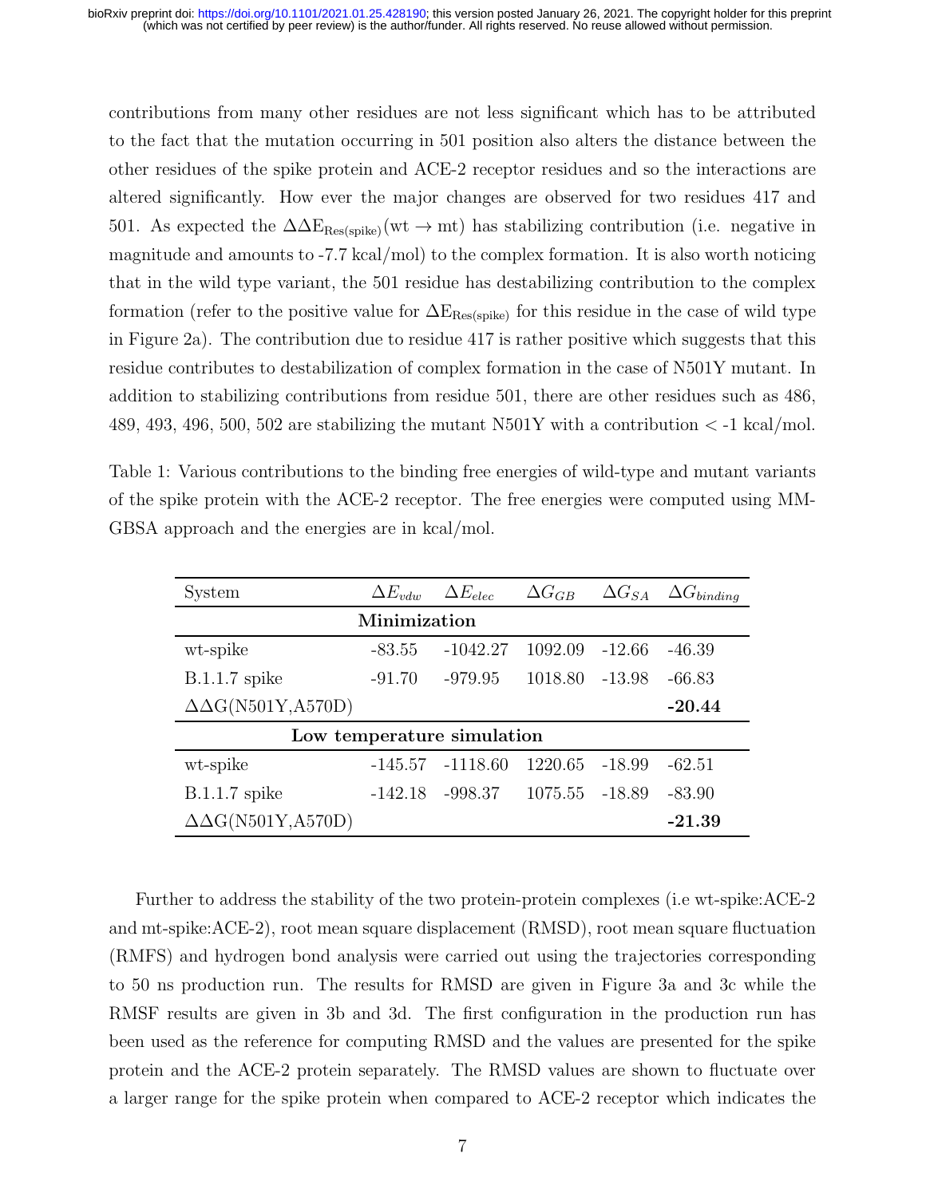contributions from many other residues are not less significant which has to be attributed to the fact that the mutation occurring in 501 position also alters the distance between the other residues of the spike protein and ACE-2 receptor residues and so the interactions are altered significantly. How ever the major changes are observed for two residues 417 and 501. As expected the $\Delta\Delta E_{Res(spike)}(wt \rightarrow mt)$ has stabilizing contribution (i.e. negative in magnitude and amounts to -7.7 kcal/mol) to the complex formation. It is also worth noticing that in the wild type variant, the 501 residue has destabilizing contribution to the complex formation (refer to the positive value for $\Delta E_{Res(spike)}$ for this residue in the case of wild type in Figure 2a). The contribution due to residue 417 is rather positive which suggests that this residue contributes to destabilization of complex formation in the case of N501Y mutant. In addition to stabilizing contributions from residue 501, there are other residues such as 486, 489, 493, 496, 500, 502 are stabilizing the mutant N501Y with a contribution < -1 kcal/mol.

Table 1: Various contributions to the binding free energies of wild-type and mutant variants of the spike protein with the ACE-2 receptor. The free energies were computed using MM-GBSA approach and the energies are in kcal/mol.

| System | $\Delta E_{vdw}$ | $\Delta E_{elec}$ | $\Delta G_{GB}$ | $\Delta G_{SA}$ | $\Delta G_{binding}$ |
|---|---|---|---|---|---|
| **Minimization** | | | | | |
| wt-spike | -83.55 | -1042.27 | 1092.09 | -12.66 | -46.39 |
| B.1.1.7 spike | -91.70 | -979.95 | 1018.80 | -13.98 | -66.83 |
| ΔΔG(N501Y,A570D) | | | | | **-20.44** |
| **Low temperature simulation** | | | | | |
| wt-spike | -145.57 | -1118.60 | 1220.65 | -18.99 | -62.51 |
| B.1.1.7 spike | -142.18 | -998.37 | 1075.55 | -18.89 | -83.90 |
| ΔΔG(N501Y,A570D) | | | | | **-21.39** |

Further to address the stability of the two protein-protein complexes (i.e wt-spike:ACE-2 and mt-spike:ACE-2), root mean square displacement (RMSD), root mean square fluctuation (RMFS) and hydrogen bond analysis were carried out using the trajectories corresponding to 50 ns production run. The results for RMSD are given in Figure 3a and 3c while the RMSF results are given in 3b and 3d. The first configuration in the production run has been used as the reference for computing RMSD and the values are presented for the spike protein and the ACE-2 protein separately. The RMSD values are shown to fluctuate over a larger range for the spike protein when compared to ACE-2 receptor which indicates the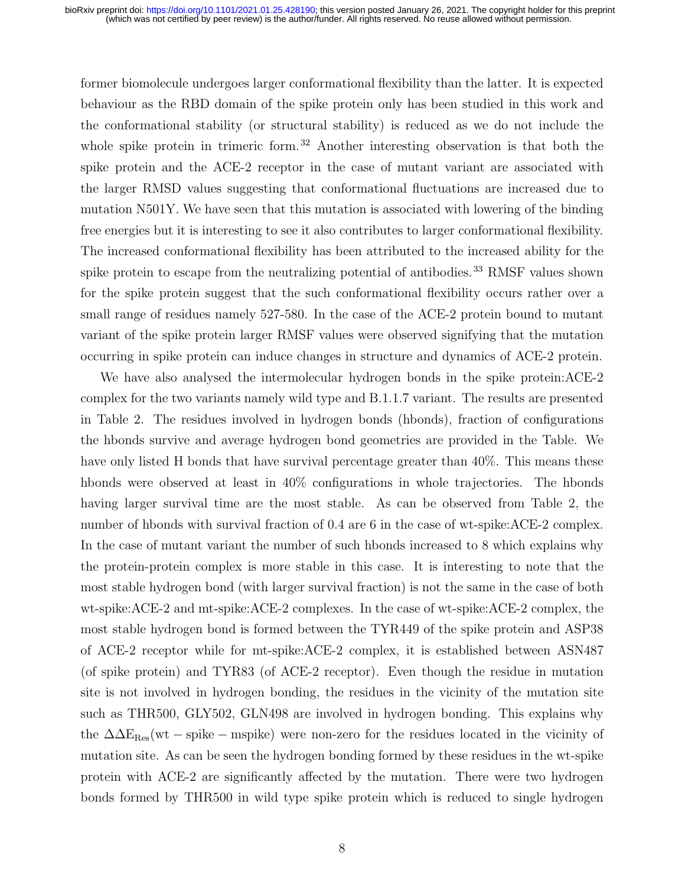former biomolecule undergoes larger conformational flexibility than the latter. It is expected behaviour as the RBD domain of the spike protein only has been studied in this work and the conformational stability (or structural stability) is reduced as we do not include the whole spike protein in trimeric form.[32] Another interesting observation is that both the spike protein and the ACE-2 receptor in the case of mutant variant are associated with the larger RMSD values suggesting that conformational fluctuations are increased due to mutation N501Y. We have seen that this mutation is associated with lowering of the binding free energies but it is interesting to see it also contributes to larger conformational flexibility. The increased conformational flexibility has been attributed to the increased ability for the spike protein to escape from the neutralizing potential of antibodies.[33] RMSF values shown for the spike protein suggest that the such conformational flexibility occurs rather over a small range of residues namely 527-580. In the case of the ACE-2 protein bound to mutant variant of the spike protein larger RMSF values were observed signifying that the mutation occurring in spike protein can induce changes in structure and dynamics of ACE-2 protein.

We have also analysed the intermolecular hydrogen bonds in the spike protein:ACE-2 complex for the two variants namely wild type and B.1.1.7 variant. The results are presented in Table 2. The residues involved in hydrogen bonds (hbonds), fraction of configurations the hbonds survive and average hydrogen bond geometries are provided in the Table. We have only listed H bonds that have survival percentage greater than 40%. This means these hbonds were observed at least in 40% configurations in whole trajectories. The hbonds having larger survival time are the most stable. As can be observed from Table 2, the number of hbonds with survival fraction of 0.4 are 6 in the case of wt-spike:ACE-2 complex. In the case of mutant variant the number of such hbonds increased to 8 which explains why the protein-protein complex is more stable in this case. It is interesting to note that the most stable hydrogen bond (with larger survival fraction) is not the same in the case of both wt-spike:ACE-2 and mt-spike:ACE-2 complexes. In the case of wt-spike:ACE-2 complex, the most stable hydrogen bond is formed between the TYR449 of the spike protein and ASP38 of ACE-2 receptor while for mt-spike:ACE-2 complex, it is established between ASN487 (of spike protein) and TYR83 (of ACE-2 receptor). Even though the residue in mutation site is not involved in hydrogen bonding, the residues in the vicinity of the mutation site such as THR500, GLY502, GLN498 are involved in hydrogen bonding. This explains why the $\Delta\Delta E_{Res}(\mathrm{wt-spike-mspike})$ were non-zero for the residues located in the vicinity of mutation site. As can be seen the hydrogen bonding formed by these residues in the wt-spike protein with ACE-2 are significantly affected by the mutation. There were two hydrogen bonds formed by THR500 in wild type spike protein which is reduced to single hydrogen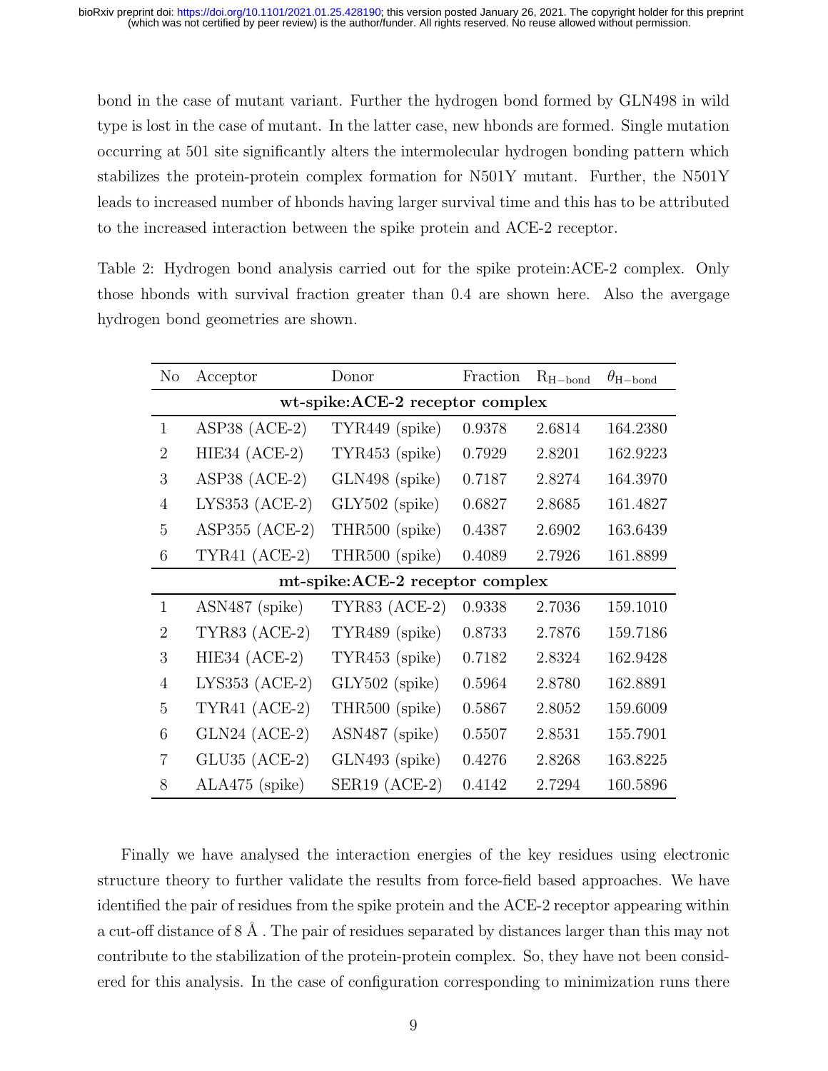bond in the case of mutant variant. Further the hydrogen bond formed by GLN498 in wild type is lost in the case of mutant. In the latter case, new hbonds are formed. Single mutation occurring at 501 site significantly alters the intermolecular hydrogen bonding pattern which stabilizes the protein-protein complex formation for N501Y mutant. Further, the N501Y leads to increased number of hbonds having larger survival time and this has to be attributed to the increased interaction between the spike protein and ACE-2 receptor.

Table 2: Hydrogen bond analysis carried out for the spike protein:ACE-2 complex. Only those hbonds with survival fraction greater than 0.4 are shown here. Also the avergage hydrogen bond geometries are shown.

| No | Acceptor | Donor | Fraction | $R_{H-bond}$ | $\theta_{H-bond}$ |
|---|---|---|---|---|---|
| **wt-spike:ACE-2 receptor complex** | | | | | |
| 1 | ASP38 (ACE-2) | TYR449 (spike) | 0.9378 | 2.6814 | 164.2380 |
| 2 | HIE34 (ACE-2) | TYR453 (spike) | 0.7929 | 2.8201 | 162.9223 |
| 3 | ASP38 (ACE-2) | GLN498 (spike) | 0.7187 | 2.8274 | 164.3970 |
| 4 | LYS353 (ACE-2) | GLY502 (spike) | 0.6827 | 2.8685 | 161.4827 |
| 5 | ASP355 (ACE-2) | THR500 (spike) | 0.4387 | 2.6902 | 163.6439 |
| 6 | TYR41 (ACE-2) | THR500 (spike) | 0.4089 | 2.7926 | 161.8899 |
| **mt-spike:ACE-2 receptor complex** | | | | | |
| 1 | ASN487 (spike) | TYR83 (ACE-2) | 0.9338 | 2.7036 | 159.1010 |
| 2 | TYR83 (ACE-2) | TYR489 (spike) | 0.8733 | 2.7876 | 159.7186 |
| 3 | HIE34 (ACE-2) | TYR453 (spike) | 0.7182 | 2.8324 | 162.9428 |
| 4 | LYS353 (ACE-2) | GLY502 (spike) | 0.5964 | 2.8780 | 162.8891 |
| 5 | TYR41 (ACE-2) | THR500 (spike) | 0.5867 | 2.8052 | 159.6009 |
| 6 | GLN24 (ACE-2) | ASN487 (spike) | 0.5507 | 2.8531 | 155.7901 |
| 7 | GLU35 (ACE-2) | GLN493 (spike) | 0.4276 | 2.8268 | 163.8225 |
| 8 | ALA475 (spike) | SER19 (ACE-2) | 0.4142 | 2.7294 | 160.5896 |

Finally we have analysed the interaction energies of the key residues using electronic structure theory to further validate the results from force-field based approaches. We have identified the pair of residues from the spike protein and the ACE-2 receptor appearing within a cut-off distance of 8 Å . The pair of residues separated by distances larger than this may not contribute to the stabilization of the protein-protein complex. So, they have not been considered for this analysis. In the case of configuration corresponding to minimization runs there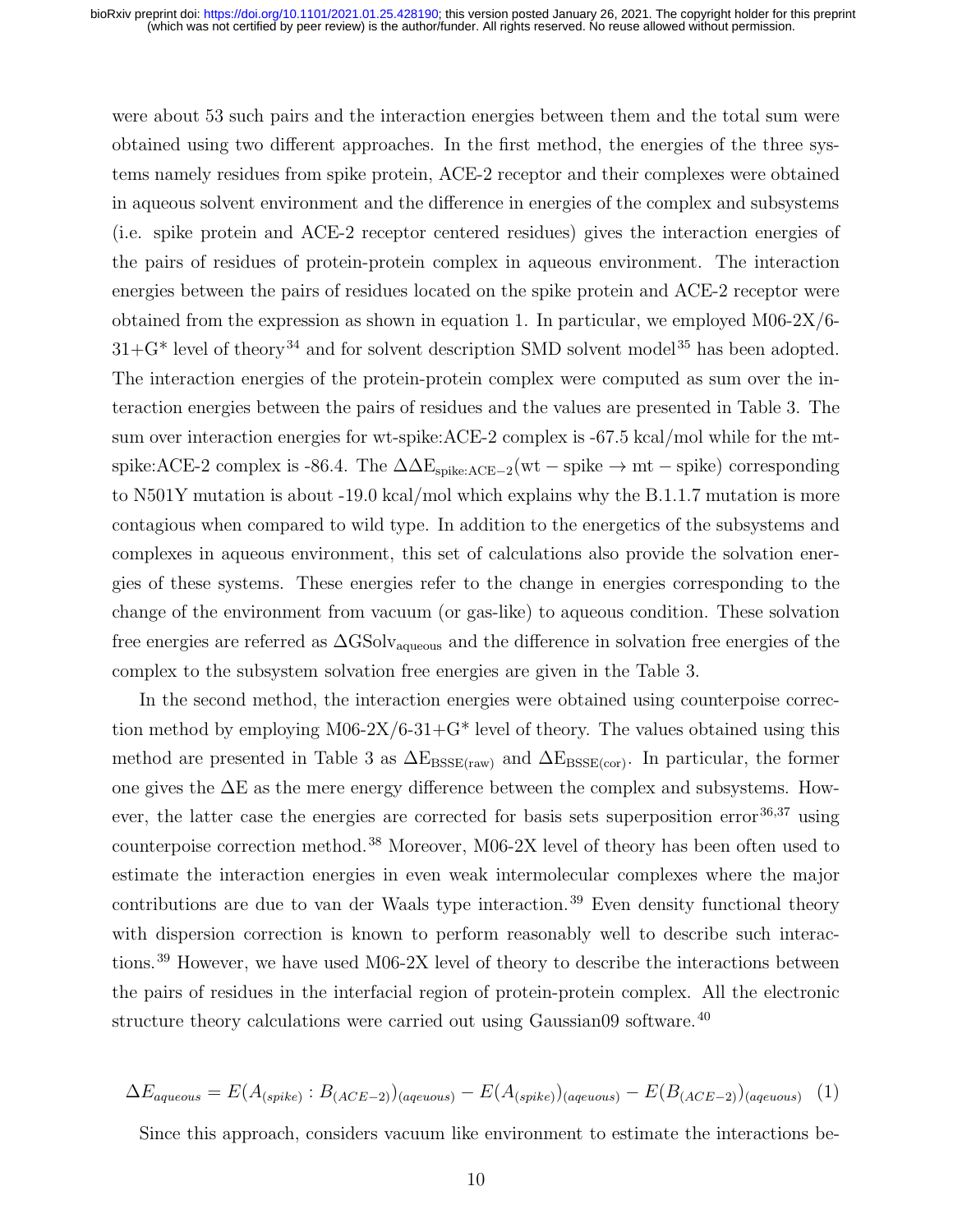were about 53 such pairs and the interaction energies between them and the total sum were obtained using two different approaches. In the first method, the energies of the three systems namely residues from spike protein, ACE-2 receptor and their complexes were obtained in aqueous solvent environment and the difference in energies of the complex and subsystems (i.e. spike protein and ACE-2 receptor centered residues) gives the interaction energies of the pairs of residues of protein-protein complex in aqueous environment. The interaction energies between the pairs of residues located on the spike protein and ACE-2 receptor were obtained from the expression as shown in equation 1. In particular, we employed M06-2X/6-31+G* level of theory[34] and for solvent description SMD solvent model[35] has been adopted. The interaction energies of the protein-protein complex were computed as sum over the interaction energies between the pairs of residues and the values are presented in Table 3. The sum over interaction energies for wt-spike:ACE-2 complex is -67.5 kcal/mol while for the mt-spike:ACE-2 complex is -86.4. The $\Delta\Delta E_{\mathrm{spike:ACE-2}}(\mathrm{wt-spike} \rightarrow \mathrm{mt-spike})$ corresponding to N501Y mutation is about -19.0 kcal/mol which explains why the B.1.1.7 mutation is more contagious when compared to wild type. In addition to the energetics of the subsystems and complexes in aqueous environment, this set of calculations also provide the solvation energies of these systems. These energies refer to the change in energies corresponding to the change of the environment from vacuum (or gas-like) to aqueous condition. These solvation free energies are referred as $\Delta \mathrm{GSolv}_{\mathrm{aqueous}}$ and the difference in solvation free energies of the complex to the subsystem solvation free energies are given in the Table 3.

In the second method, the interaction energies were obtained using counterpoise correction method by employing M06-2X/6-31+G* level of theory. The values obtained using this method are presented in Table 3 as $\Delta \mathrm{E}_{\mathrm{BSSE(raw)}}$ and $\Delta \mathrm{E}_{\mathrm{BSSE(cor)}}$. In particular, the former one gives the $\Delta$E as the mere energy difference between the complex and subsystems. However, the latter case the energies are corrected for basis sets superposition error[36,37] using counterpoise correction method.[38] Moreover, M06-2X level of theory has been often used to estimate the interaction energies in even weak intermolecular complexes where the major contributions are due to van der Waals type interaction.[39] Even density functional theory with dispersion correction is known to perform reasonably well to describe such interactions.[39] However, we have used M06-2X level of theory to describe the interactions between the pairs of residues in the interfacial region of protein-protein complex. All the electronic structure theory calculations were carried out using Gaussian09 software.[40]

$$\Delta E_{aqueous} = E(A_{(spike)} : B_{(ACE-2)})_{(aqeuous)} - E(A_{(spike)})_{(aqeuous)} - E(B_{(ACE-2)})_{(aqeuous)} \quad (1)$$

Since this approach, considers vacuum like environment to estimate the interactions be-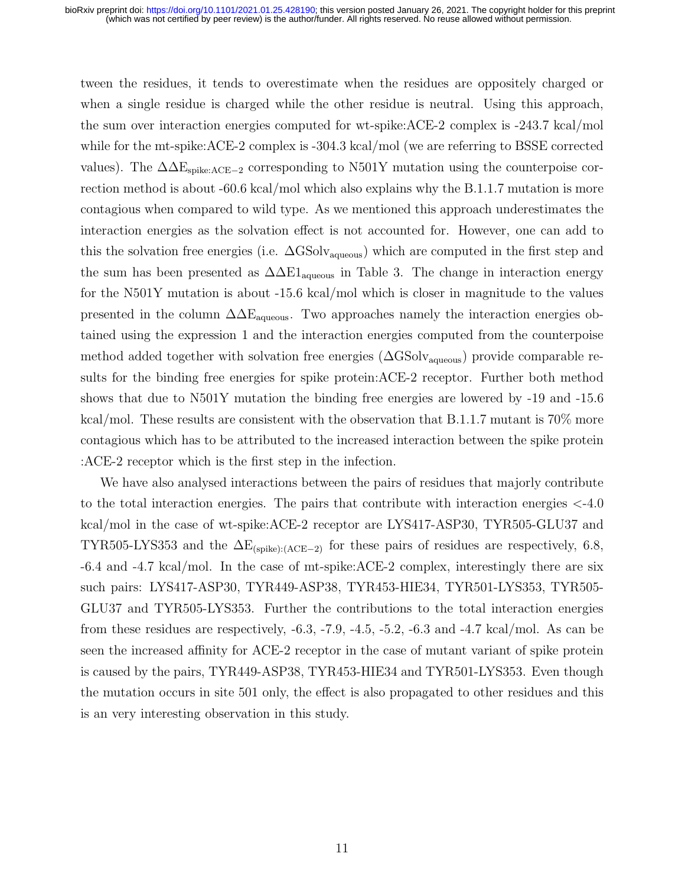tween the residues, it tends to overestimate when the residues are oppositely charged or when a single residue is charged while the other residue is neutral. Using this approach, the sum over interaction energies computed for wt-spike:ACE-2 complex is -243.7 kcal/mol while for the mt-spike:ACE-2 complex is -304.3 kcal/mol (we are referring to BSSE corrected values). The $\Delta\Delta E_{\mathrm{spike:ACE-2}}$ corresponding to N501Y mutation using the counterpoise correction method is about -60.6 kcal/mol which also explains why the B.1.1.7 mutation is more contagious when compared to wild type. As we mentioned this approach underestimates the interaction energies as the solvation effect is not accounted for. However, one can add to this the solvation free energies (i.e. $\Delta \mathrm{GSolv}_{\mathrm{aqueous}}$) which are computed in the first step and the sum has been presented as $\Delta\Delta \mathrm{E1}_{\mathrm{aqueous}}$ in Table 3. The change in interaction energy for the N501Y mutation is about -15.6 kcal/mol which is closer in magnitude to the values presented in the column $\Delta\Delta \mathrm{E}_{\mathrm{aqueous}}$. Two approaches namely the interaction energies obtained using the expression 1 and the interaction energies computed from the counterpoise method added together with solvation free energies ($\Delta \mathrm{GSolv}_{\mathrm{aqueous}}$) provide comparable results for the binding free energies for spike protein:ACE-2 receptor. Further both method shows that due to N501Y mutation the binding free energies are lowered by -19 and -15.6 kcal/mol. These results are consistent with the observation that B.1.1.7 mutant is 70% more contagious which has to be attributed to the increased interaction between the spike protein :ACE-2 receptor which is the first step in the infection.

We have also analysed interactions between the pairs of residues that majorly contribute to the total interaction energies. The pairs that contribute with interaction energies <-4.0 kcal/mol in the case of wt-spike:ACE-2 receptor are LYS417-ASP30, TYR505-GLU37 and TYR505-LYS353 and the $\Delta \mathrm{E}_{(\mathrm{spike}):(\mathrm{ACE-2})}$ for these pairs of residues are respectively, 6.8, -6.4 and -4.7 kcal/mol. In the case of mt-spike:ACE-2 complex, interestingly there are six such pairs: LYS417-ASP30, TYR449-ASP38, TYR453-HIE34, TYR501-LYS353, TYR505-GLU37 and TYR505-LYS353. Further the contributions to the total interaction energies from these residues are respectively, -6.3, -7.9, -4.5, -5.2, -6.3 and -4.7 kcal/mol. As can be seen the increased affinity for ACE-2 receptor in the case of mutant variant of spike protein is caused by the pairs, TYR449-ASP38, TYR453-HIE34 and TYR501-LYS353. Even though the mutation occurs in site 501 only, the effect is also propagated to other residues and this is an very interesting observation in this study.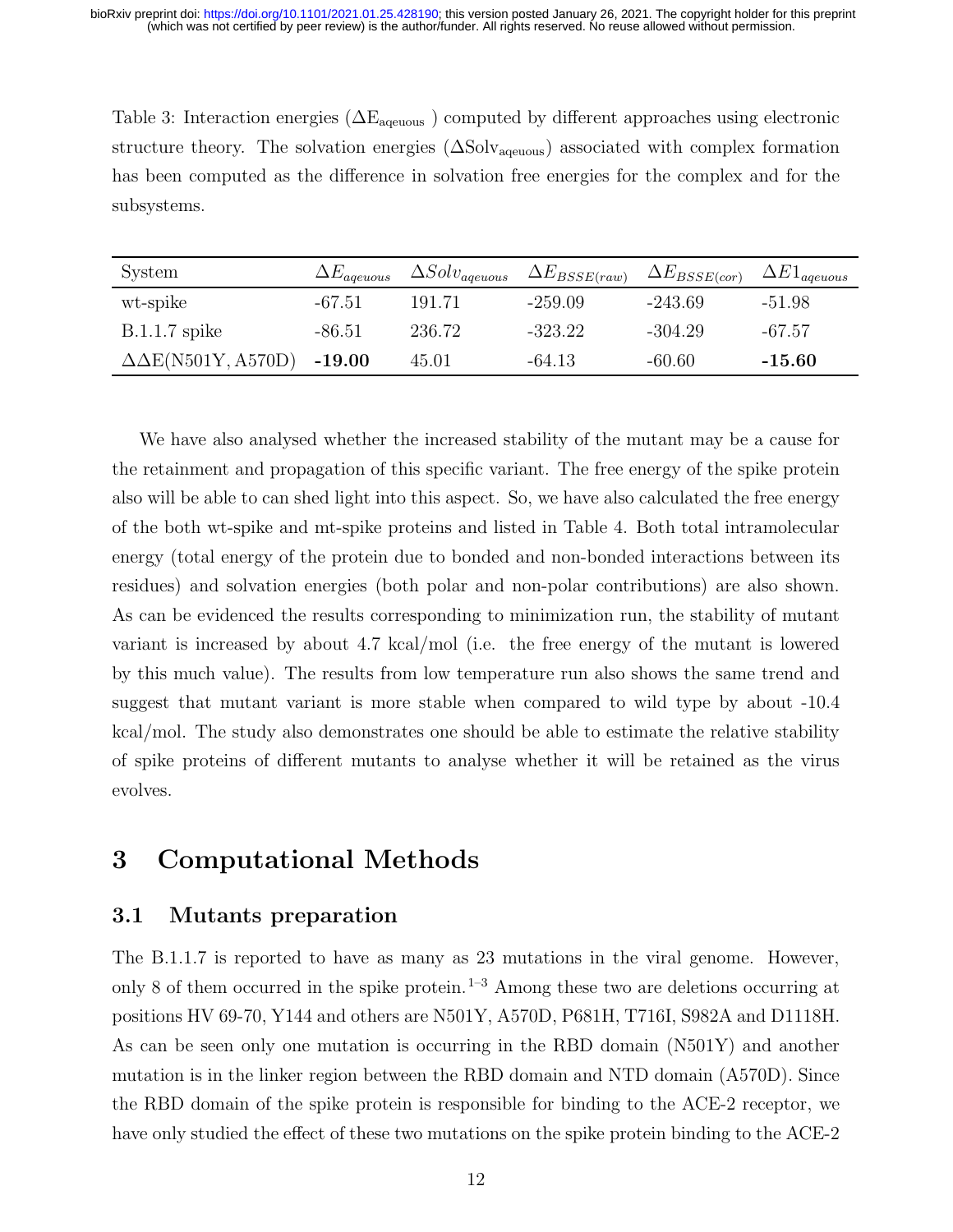Table 3: Interaction energies ($\Delta E_{aqeuous}$ ) computed by different approaches using electronic structure theory. The solvation energies ($\Delta Solv_{aqeuous}$) associated with complex formation has been computed as the difference in solvation free energies for the complex and for the subsystems.

| System | $\Delta E_{aqeuous}$ | $\Delta Solv_{aqeuous}$ | $\Delta E_{BSSE(raw)}$ | $\Delta E_{BSSE(cor)}$ | $\Delta E1_{aqeuous}$ |
|---|---|---|---|---|---|
| wt-spike | -67.51 | 191.71 | -259.09 | -243.69 | -51.98 |
| B.1.1.7 spike | -86.51 | 236.72 | -323.22 | -304.29 | -67.57 |
| $\Delta\Delta$E(N501Y, A570D) | **-19.00** | 45.01 | -64.13 | -60.60 | **-15.60** |

We have also analysed whether the increased stability of the mutant may be a cause for the retainment and propagation of this specific variant. The free energy of the spike protein also will be able to can shed light into this aspect. So, we have also calculated the free energy of the both wt-spike and mt-spike proteins and listed in Table 4. Both total intramolecular energy (total energy of the protein due to bonded and non-bonded interactions between its residues) and solvation energies (both polar and non-polar contributions) are also shown. As can be evidenced the results corresponding to minimization run, the stability of mutant variant is increased by about 4.7 kcal/mol (i.e. the free energy of the mutant is lowered by this much value). The results from low temperature run also shows the same trend and suggest that mutant variant is more stable when compared to wild type by about -10.4 kcal/mol. The study also demonstrates one should be able to estimate the relative stability of spike proteins of different mutants to analyse whether it will be retained as the virus evolves.

# 3 Computational Methods

## 3.1 Mutants preparation

The B.1.1.7 is reported to have as many as 23 mutations in the viral genome. However, only 8 of them occurred in the spike protein.[1–3] Among these two are deletions occurring at positions HV 69-70, Y144 and others are N501Y, A570D, P681H, T716I, S982A and D1118H. As can be seen only one mutation is occurring in the RBD domain (N501Y) and another mutation is in the linker region between the RBD domain and NTD domain (A570D). Since the RBD domain of the spike protein is responsible for binding to the ACE-2 receptor, we have only studied the effect of these two mutations on the spike protein binding to the ACE-2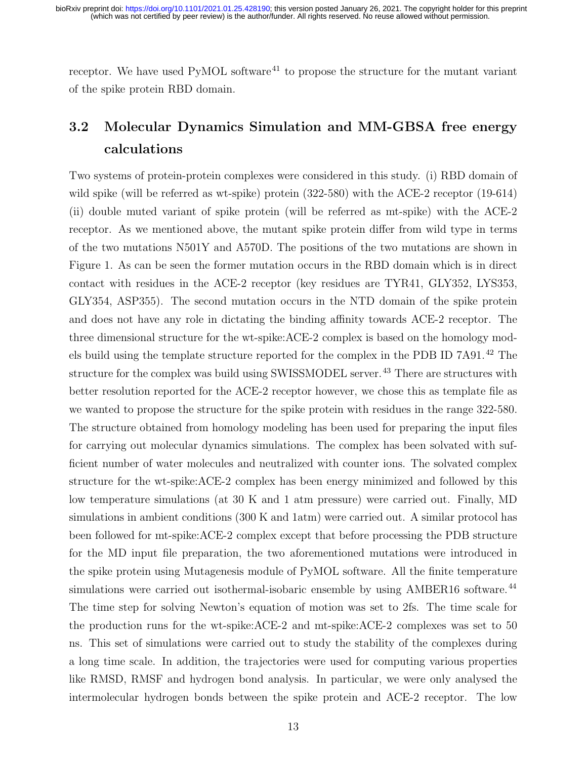receptor. We have used PyMOL software[41] to propose the structure for the mutant variant of the spike protein RBD domain.

## 3.2 Molecular Dynamics Simulation and MM-GBSA free energy calculations

Two systems of protein-protein complexes were considered in this study. (i) RBD domain of wild spike (will be referred as wt-spike) protein (322-580) with the ACE-2 receptor (19-614) (ii) double muted variant of spike protein (will be referred as mt-spike) with the ACE-2 receptor. As we mentioned above, the mutant spike protein differ from wild type in terms of the two mutations N501Y and A570D. The positions of the two mutations are shown in Figure 1. As can be seen the former mutation occurs in the RBD domain which is in direct contact with residues in the ACE-2 receptor (key residues are TYR41, GLY352, LYS353, GLY354, ASP355). The second mutation occurs in the NTD domain of the spike protein and does not have any role in dictating the binding affinity towards ACE-2 receptor. The three dimensional structure for the wt-spike:ACE-2 complex is based on the homology models build using the template structure reported for the complex in the PDB ID 7A91.[42] The structure for the complex was build using SWISSMODEL server.[43] There are structures with better resolution reported for the ACE-2 receptor however, we chose this as template file as we wanted to propose the structure for the spike protein with residues in the range 322-580. The structure obtained from homology modeling has been used for preparing the input files for carrying out molecular dynamics simulations. The complex has been solvated with sufficient number of water molecules and neutralized with counter ions. The solvated complex structure for the wt-spike:ACE-2 complex has been energy minimized and followed by this low temperature simulations (at 30 K and 1 atm pressure) were carried out. Finally, MD simulations in ambient conditions (300 K and 1atm) were carried out. A similar protocol has been followed for mt-spike:ACE-2 complex except that before processing the PDB structure for the MD input file preparation, the two aforementioned mutations were introduced in the spike protein using Mutagenesis module of PyMOL software. All the finite temperature simulations were carried out isothermal-isobaric ensemble by using AMBER16 software.[44] The time step for solving Newton's equation of motion was set to 2fs. The time scale for the production runs for the wt-spike:ACE-2 and mt-spike:ACE-2 complexes was set to 50 ns. This set of simulations were carried out to study the stability of the complexes during a long time scale. In addition, the trajectories were used for computing various properties like RMSD, RMSF and hydrogen bond analysis. In particular, we were only analysed the intermolecular hydrogen bonds between the spike protein and ACE-2 receptor. The low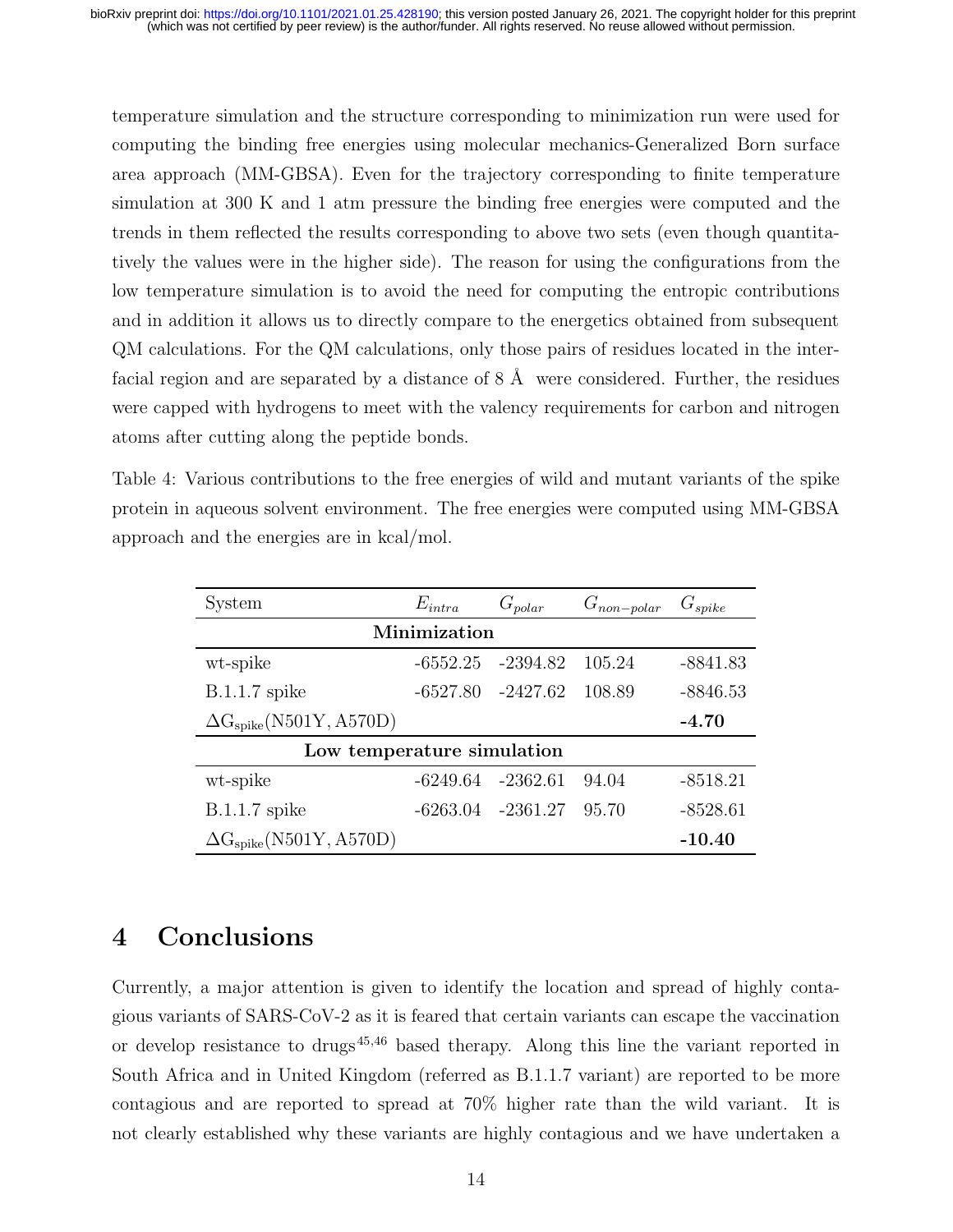temperature simulation and the structure corresponding to minimization run were used for computing the binding free energies using molecular mechanics-Generalized Born surface area approach (MM-GBSA). Even for the trajectory corresponding to finite temperature simulation at 300 K and 1 atm pressure the binding free energies were computed and the trends in them reflected the results corresponding to above two sets (even though quantitatively the values were in the higher side). The reason for using the configurations from the low temperature simulation is to avoid the need for computing the entropic contributions and in addition it allows us to directly compare to the energetics obtained from subsequent QM calculations. For the QM calculations, only those pairs of residues located in the interfacial region and are separated by a distance of 8 Å were considered. Further, the residues were capped with hydrogens to meet with the valency requirements for carbon and nitrogen atoms after cutting along the peptide bonds.

Table 4: Various contributions to the free energies of wild and mutant variants of the spike protein in aqueous solvent environment. The free energies were computed using MM-GBSA approach and the energies are in kcal/mol.

| System | $E_{intra}$ | $G_{polar}$ | $G_{non-polar}$ | $G_{spike}$ |
|---|---|---|---|---|
| **Minimization** | | | | |
| wt-spike | -6552.25 | -2394.82 | 105.24 | -8841.83 |
| B.1.1.7 spike | -6527.80 | -2427.62 | 108.89 | -8846.53 |
| $\Delta G_{spike}(N501Y, A570D)$ | | | | **-4.70** |
| **Low temperature simulation** | | | | |
| wt-spike | -6249.64 | -2362.61 | 94.04 | -8518.21 |
| B.1.1.7 spike | -6263.04 | -2361.27 | 95.70 | -8528.61 |
| $\Delta G_{spike}(N501Y, A570D)$ | | | | **-10.40** |

# 4 Conclusions

Currently, a major attention is given to identify the location and spread of highly contagious variants of SARS-CoV-2 as it is feared that certain variants can escape the vaccination or develop resistance to drugs[45,46] based therapy. Along this line the variant reported in South Africa and in United Kingdom (referred as B.1.1.7 variant) are reported to be more contagious and are reported to spread at 70% higher rate than the wild variant. It is not clearly established why these variants are highly contagious and we have undertaken a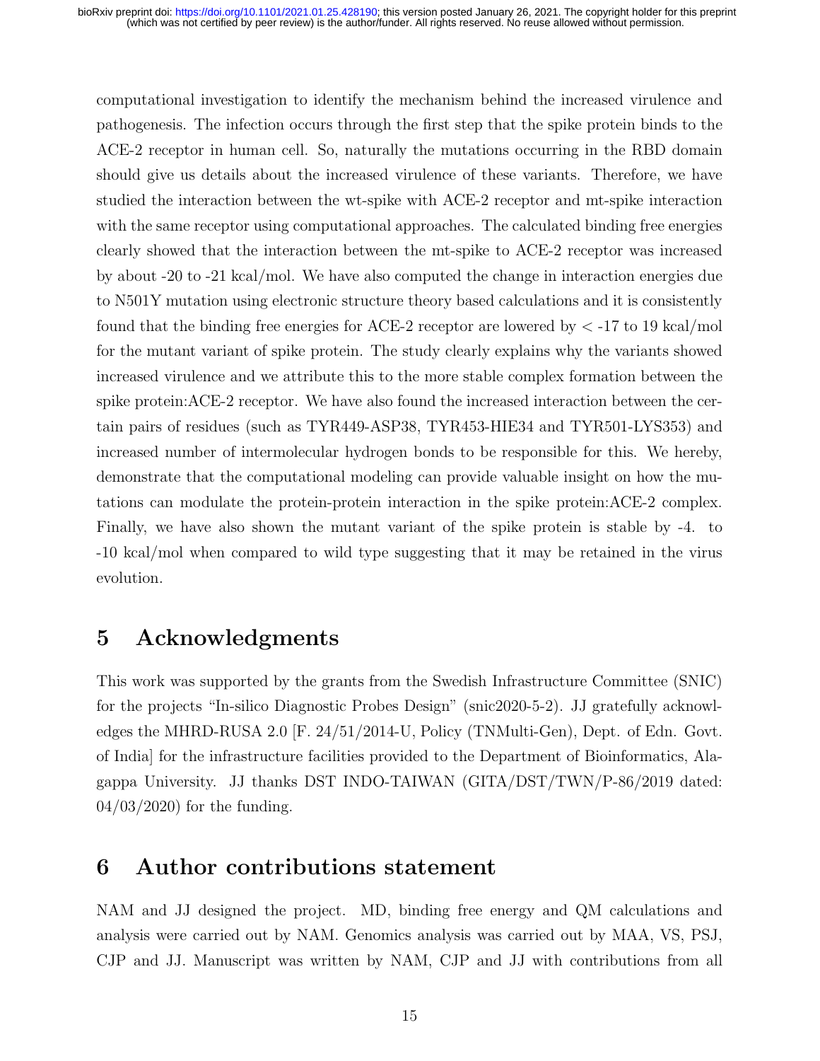computational investigation to identify the mechanism behind the increased virulence and pathogenesis. The infection occurs through the first step that the spike protein binds to the ACE-2 receptor in human cell. So, naturally the mutations occurring in the RBD domain should give us details about the increased virulence of these variants. Therefore, we have studied the interaction between the wt-spike with ACE-2 receptor and mt-spike interaction with the same receptor using computational approaches. The calculated binding free energies clearly showed that the interaction between the mt-spike to ACE-2 receptor was increased by about -20 to -21 kcal/mol. We have also computed the change in interaction energies due to N501Y mutation using electronic structure theory based calculations and it is consistently found that the binding free energies for ACE-2 receptor are lowered by $<$ -17 to 19 kcal/mol for the mutant variant of spike protein. The study clearly explains why the variants showed increased virulence and we attribute this to the more stable complex formation between the spike protein:ACE-2 receptor. We have also found the increased interaction between the certain pairs of residues (such as TYR449-ASP38, TYR453-HIE34 and TYR501-LYS353) and increased number of intermolecular hydrogen bonds to be responsible for this. We hereby, demonstrate that the computational modeling can provide valuable insight on how the mutations can modulate the protein-protein interaction in the spike protein:ACE-2 complex. Finally, we have also shown the mutant variant of the spike protein is stable by -4. to -10 kcal/mol when compared to wild type suggesting that it may be retained in the virus evolution.

# 5 Acknowledgments

This work was supported by the grants from the Swedish Infrastructure Committee (SNIC) for the projects "In-silico Diagnostic Probes Design" (snic2020-5-2). JJ gratefully acknowledges the MHRD-RUSA 2.0 [F. 24/51/2014-U, Policy (TNMulti-Gen), Dept. of Edn. Govt. of India] for the infrastructure facilities provided to the Department of Bioinformatics, Alagappa University. JJ thanks DST INDO-TAIWAN (GITA/DST/TWN/P-86/2019 dated: 04/03/2020) for the funding.

# 6 Author contributions statement

NAM and JJ designed the project. MD, binding free energy and QM calculations and analysis were carried out by NAM. Genomics analysis was carried out by MAA, VS, PSJ, CJP and JJ. Manuscript was written by NAM, CJP and JJ with contributions from all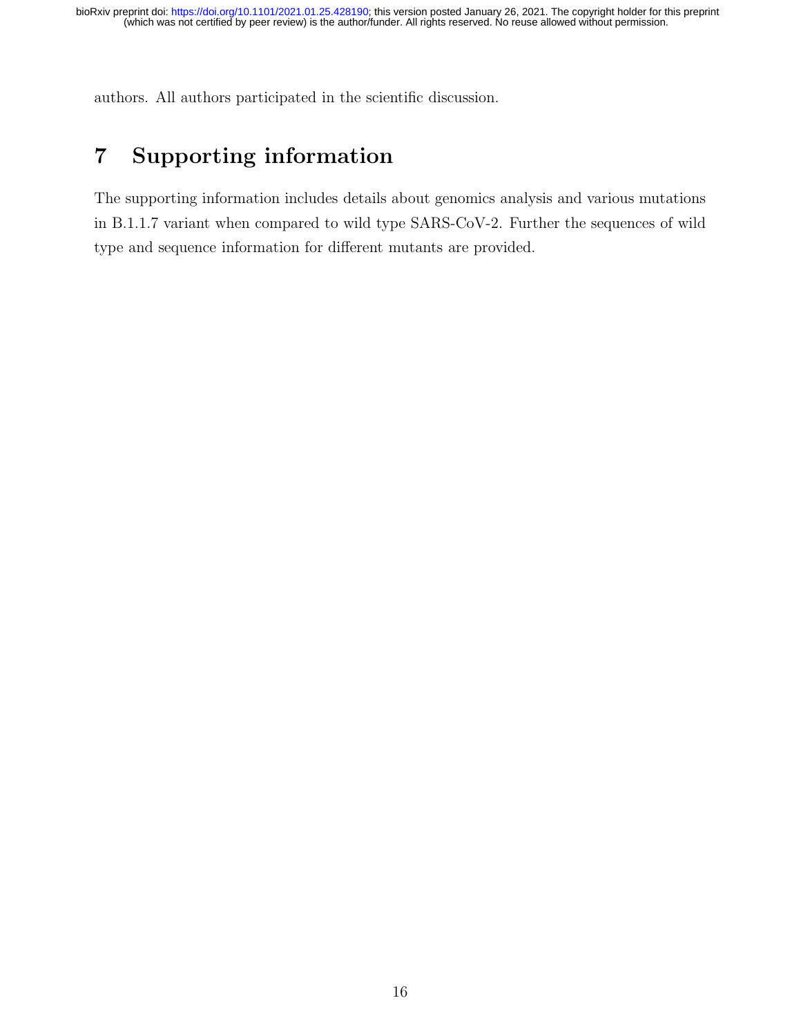authors. All authors participated in the scientific discussion.

## 7 Supporting information

The supporting information includes details about genomics analysis and various mutations in B.1.1.7 variant when compared to wild type SARS-CoV-2. Further the sequences of wild type and sequence information for different mutants are provided.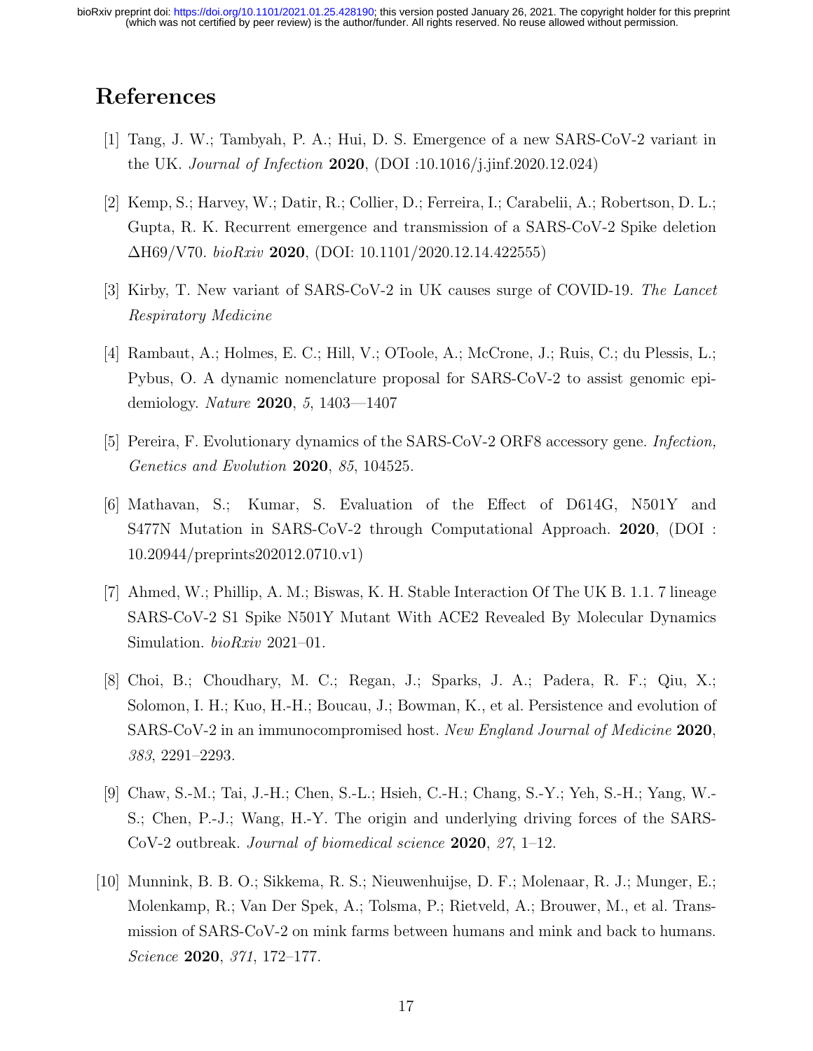# References

[1] Tang, J. W.; Tambyah, P. A.; Hui, D. S. Emergence of a new SARS-CoV-2 variant in the UK. *Journal of Infection* **2020**, (DOI :10.1016/j.jinf.2020.12.024)

[2] Kemp, S.; Harvey, W.; Datir, R.; Collier, D.; Ferreira, I.; Carabelii, A.; Robertson, D. L.; Gupta, R. K. Recurrent emergence and transmission of a SARS-CoV-2 Spike deletion ΔH69/V70. *bioRxiv* **2020**, (DOI: 10.1101/2020.12.14.422555)

[3] Kirby, T. New variant of SARS-CoV-2 in UK causes surge of COVID-19. *The Lancet Respiratory Medicine*

[4] Rambaut, A.; Holmes, E. C.; Hill, V.; OToole, A.; McCrone, J.; Ruis, C.; du Plessis, L.; Pybus, O. A dynamic nomenclature proposal for SARS-CoV-2 to assist genomic epidemiology. *Nature* **2020**, *5*, 1403—1407

[5] Pereira, F. Evolutionary dynamics of the SARS-CoV-2 ORF8 accessory gene. *Infection, Genetics and Evolution* **2020**, *85*, 104525.

[6] Mathavan, S.; Kumar, S. Evaluation of the Effect of D614G, N501Y and S477N Mutation in SARS-CoV-2 through Computational Approach. **2020**, (DOI : 10.20944/preprints202012.0710.v1)

[7] Ahmed, W.; Phillip, A. M.; Biswas, K. H. Stable Interaction Of The UK B. 1.1. 7 lineage SARS-CoV-2 S1 Spike N501Y Mutant With ACE2 Revealed By Molecular Dynamics Simulation. *bioRxiv* 2021–01.

[8] Choi, B.; Choudhary, M. C.; Regan, J.; Sparks, J. A.; Padera, R. F.; Qiu, X.; Solomon, I. H.; Kuo, H.-H.; Boucau, J.; Bowman, K., et al. Persistence and evolution of SARS-CoV-2 in an immunocompromised host. *New England Journal of Medicine* **2020**, *383*, 2291–2293.

[9] Chaw, S.-M.; Tai, J.-H.; Chen, S.-L.; Hsieh, C.-H.; Chang, S.-Y.; Yeh, S.-H.; Yang, W.-S.; Chen, P.-J.; Wang, H.-Y. The origin and underlying driving forces of the SARS-CoV-2 outbreak. *Journal of biomedical science* **2020**, *27*, 1–12.

[10] Munnink, B. B. O.; Sikkema, R. S.; Nieuwenhuijse, D. F.; Molenaar, R. J.; Munger, E.; Molenkamp, R.; Van Der Spek, A.; Tolsma, P.; Rietveld, A.; Brouwer, M., et al. Transmission of SARS-CoV-2 on mink farms between humans and mink and back to humans. *Science* **2020**, *371*, 172–177.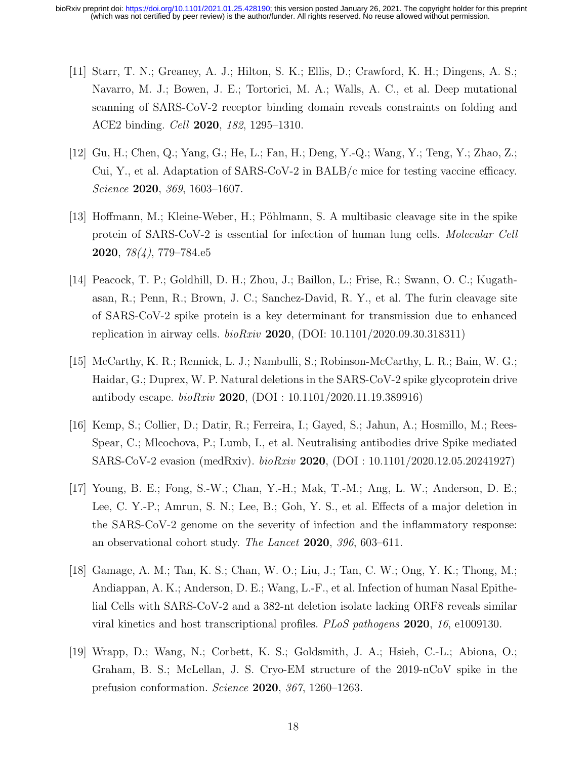[11] Starr, T. N.; Greaney, A. J.; Hilton, S. K.; Ellis, D.; Crawford, K. H.; Dingens, A. S.; Navarro, M. J.; Bowen, J. E.; Tortorici, M. A.; Walls, A. C., et al. Deep mutational scanning of SARS-CoV-2 receptor binding domain reveals constraints on folding and ACE2 binding. *Cell* **2020**, *182*, 1295–1310.

[12] Gu, H.; Chen, Q.; Yang, G.; He, L.; Fan, H.; Deng, Y.-Q.; Wang, Y.; Teng, Y.; Zhao, Z.; Cui, Y., et al. Adaptation of SARS-CoV-2 in BALB/c mice for testing vaccine efficacy. *Science* **2020**, *369*, 1603–1607.

[13] Hoffmann, M.; Kleine-Weber, H.; Pöhlmann, S. A multibasic cleavage site in the spike protein of SARS-CoV-2 is essential for infection of human lung cells. *Molecular Cell* **2020**, *78(4)*, 779–784.e5

[14] Peacock, T. P.; Goldhill, D. H.; Zhou, J.; Baillon, L.; Frise, R.; Swann, O. C.; Kugathasan, R.; Penn, R.; Brown, J. C.; Sanchez-David, R. Y., et al. The furin cleavage site of SARS-CoV-2 spike protein is a key determinant for transmission due to enhanced replication in airway cells. *bioRxiv* **2020**, (DOI: 10.1101/2020.09.30.318311)

[15] McCarthy, K. R.; Rennick, L. J.; Nambulli, S.; Robinson-McCarthy, L. R.; Bain, W. G.; Haidar, G.; Duprex, W. P. Natural deletions in the SARS-CoV-2 spike glycoprotein drive antibody escape. *bioRxiv* **2020**, (DOI : 10.1101/2020.11.19.389916)

[16] Kemp, S.; Collier, D.; Datir, R.; Ferreira, I.; Gayed, S.; Jahun, A.; Hosmillo, M.; Rees-Spear, C.; Mlcochova, P.; Lumb, I., et al. Neutralising antibodies drive Spike mediated SARS-CoV-2 evasion (medRxiv). *bioRxiv* **2020**, (DOI : 10.1101/2020.12.05.20241927)

[17] Young, B. E.; Fong, S.-W.; Chan, Y.-H.; Mak, T.-M.; Ang, L. W.; Anderson, D. E.; Lee, C. Y.-P.; Amrun, S. N.; Lee, B.; Goh, Y. S., et al. Effects of a major deletion in the SARS-CoV-2 genome on the severity of infection and the inflammatory response: an observational cohort study. *The Lancet* **2020**, *396*, 603–611.

[18] Gamage, A. M.; Tan, K. S.; Chan, W. O.; Liu, J.; Tan, C. W.; Ong, Y. K.; Thong, M.; Andiappan, A. K.; Anderson, D. E.; Wang, L.-F., et al. Infection of human Nasal Epithelial Cells with SARS-CoV-2 and a 382-nt deletion isolate lacking ORF8 reveals similar viral kinetics and host transcriptional profiles. *PLoS pathogens* **2020**, *16*, e1009130.

[19] Wrapp, D.; Wang, N.; Corbett, K. S.; Goldsmith, J. A.; Hsieh, C.-L.; Abiona, O.; Graham, B. S.; McLellan, J. S. Cryo-EM structure of the 2019-nCoV spike in the prefusion conformation. *Science* **2020**, *367*, 1260–1263.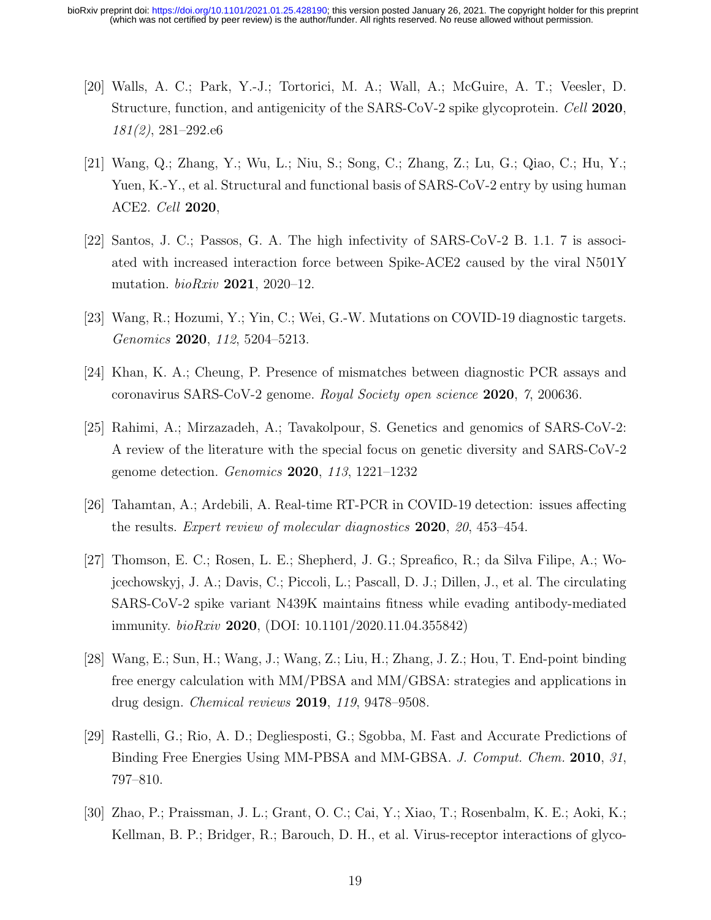[20] Walls, A. C.; Park, Y.-J.; Tortorici, M. A.; Wall, A.; McGuire, A. T.; Veesler, D. Structure, function, and antigenicity of the SARS-CoV-2 spike glycoprotein. *Cell* **2020**, *181(2)*, 281–292.e6

[21] Wang, Q.; Zhang, Y.; Wu, L.; Niu, S.; Song, C.; Zhang, Z.; Lu, G.; Qiao, C.; Hu, Y.; Yuen, K.-Y., et al. Structural and functional basis of SARS-CoV-2 entry by using human ACE2. *Cell* **2020**,

[22] Santos, J. C.; Passos, G. A. The high infectivity of SARS-CoV-2 B. 1.1. 7 is associated with increased interaction force between Spike-ACE2 caused by the viral N501Y mutation. *bioRxiv* **2021**, 2020–12.

[23] Wang, R.; Hozumi, Y.; Yin, C.; Wei, G.-W. Mutations on COVID-19 diagnostic targets. *Genomics* **2020**, *112*, 5204–5213.

[24] Khan, K. A.; Cheung, P. Presence of mismatches between diagnostic PCR assays and coronavirus SARS-CoV-2 genome. *Royal Society open science* **2020**, *7*, 200636.

[25] Rahimi, A.; Mirzazadeh, A.; Tavakolpour, S. Genetics and genomics of SARS-CoV-2: A review of the literature with the special focus on genetic diversity and SARS-CoV-2 genome detection. *Genomics* **2020**, *113*, 1221–1232

[26] Tahamtan, A.; Ardebili, A. Real-time RT-PCR in COVID-19 detection: issues affecting the results. *Expert review of molecular diagnostics* **2020**, *20*, 453–454.

[27] Thomson, E. C.; Rosen, L. E.; Shepherd, J. G.; Spreafico, R.; da Silva Filipe, A.; Wojcechowskyj, J. A.; Davis, C.; Piccoli, L.; Pascall, D. J.; Dillen, J., et al. The circulating SARS-CoV-2 spike variant N439K maintains fitness while evading antibody-mediated immunity. *bioRxiv* **2020**, (DOI: 10.1101/2020.11.04.355842)

[28] Wang, E.; Sun, H.; Wang, J.; Wang, Z.; Liu, H.; Zhang, J. Z.; Hou, T. End-point binding free energy calculation with MM/PBSA and MM/GBSA: strategies and applications in drug design. *Chemical reviews* **2019**, *119*, 9478–9508.

[29] Rastelli, G.; Rio, A. D.; Degliesposti, G.; Sgobba, M. Fast and Accurate Predictions of Binding Free Energies Using MM-PBSA and MM-GBSA. *J. Comput. Chem.* **2010**, *31*, 797–810.

[30] Zhao, P.; Praissman, J. L.; Grant, O. C.; Cai, Y.; Xiao, T.; Rosenbalm, K. E.; Aoki, K.; Kellman, B. P.; Bridger, R.; Barouch, D. H., et al. Virus-receptor interactions of glyco-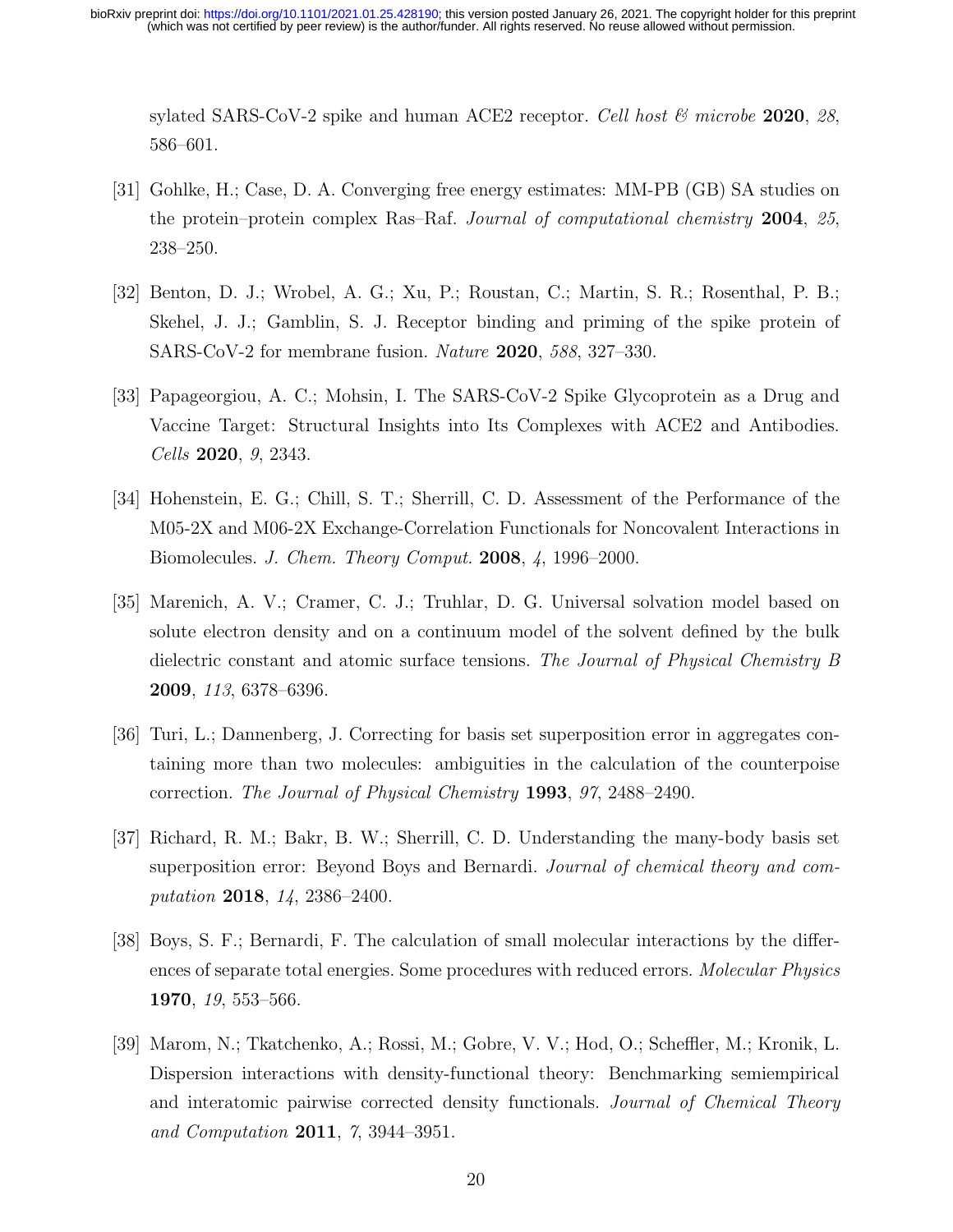sylated SARS-CoV-2 spike and human ACE2 receptor. *Cell host & microbe* **2020**, *28*, 586–601.

[31] Gohlke, H.; Case, D. A. Converging free energy estimates: MM-PB (GB) SA studies on the protein–protein complex Ras–Raf. *Journal of computational chemistry* **2004**, *25*, 238–250.

[32] Benton, D. J.; Wrobel, A. G.; Xu, P.; Roustan, C.; Martin, S. R.; Rosenthal, P. B.; Skehel, J. J.; Gamblin, S. J. Receptor binding and priming of the spike protein of SARS-CoV-2 for membrane fusion. *Nature* **2020**, *588*, 327–330.

[33] Papageorgiou, A. C.; Mohsin, I. The SARS-CoV-2 Spike Glycoprotein as a Drug and Vaccine Target: Structural Insights into Its Complexes with ACE2 and Antibodies. *Cells* **2020**, *9*, 2343.

[34] Hohenstein, E. G.; Chill, S. T.; Sherrill, C. D. Assessment of the Performance of the M05-2X and M06-2X Exchange-Correlation Functionals for Noncovalent Interactions in Biomolecules. *J. Chem. Theory Comput.* **2008**, *4*, 1996–2000.

[35] Marenich, A. V.; Cramer, C. J.; Truhlar, D. G. Universal solvation model based on solute electron density and on a continuum model of the solvent defined by the bulk dielectric constant and atomic surface tensions. *The Journal of Physical Chemistry B* **2009**, *113*, 6378–6396.

[36] Turi, L.; Dannenberg, J. Correcting for basis set superposition error in aggregates containing more than two molecules: ambiguities in the calculation of the counterpoise correction. *The Journal of Physical Chemistry* **1993**, *97*, 2488–2490.

[37] Richard, R. M.; Bakr, B. W.; Sherrill, C. D. Understanding the many-body basis set superposition error: Beyond Boys and Bernardi. *Journal of chemical theory and computation* **2018**, *14*, 2386–2400.

[38] Boys, S. F.; Bernardi, F. The calculation of small molecular interactions by the differences of separate total energies. Some procedures with reduced errors. *Molecular Physics* **1970**, *19*, 553–566.

[39] Marom, N.; Tkatchenko, A.; Rossi, M.; Gobre, V. V.; Hod, O.; Scheffler, M.; Kronik, L. Dispersion interactions with density-functional theory: Benchmarking semiempirical and interatomic pairwise corrected density functionals. *Journal of Chemical Theory and Computation* **2011**, *7*, 3944–3951.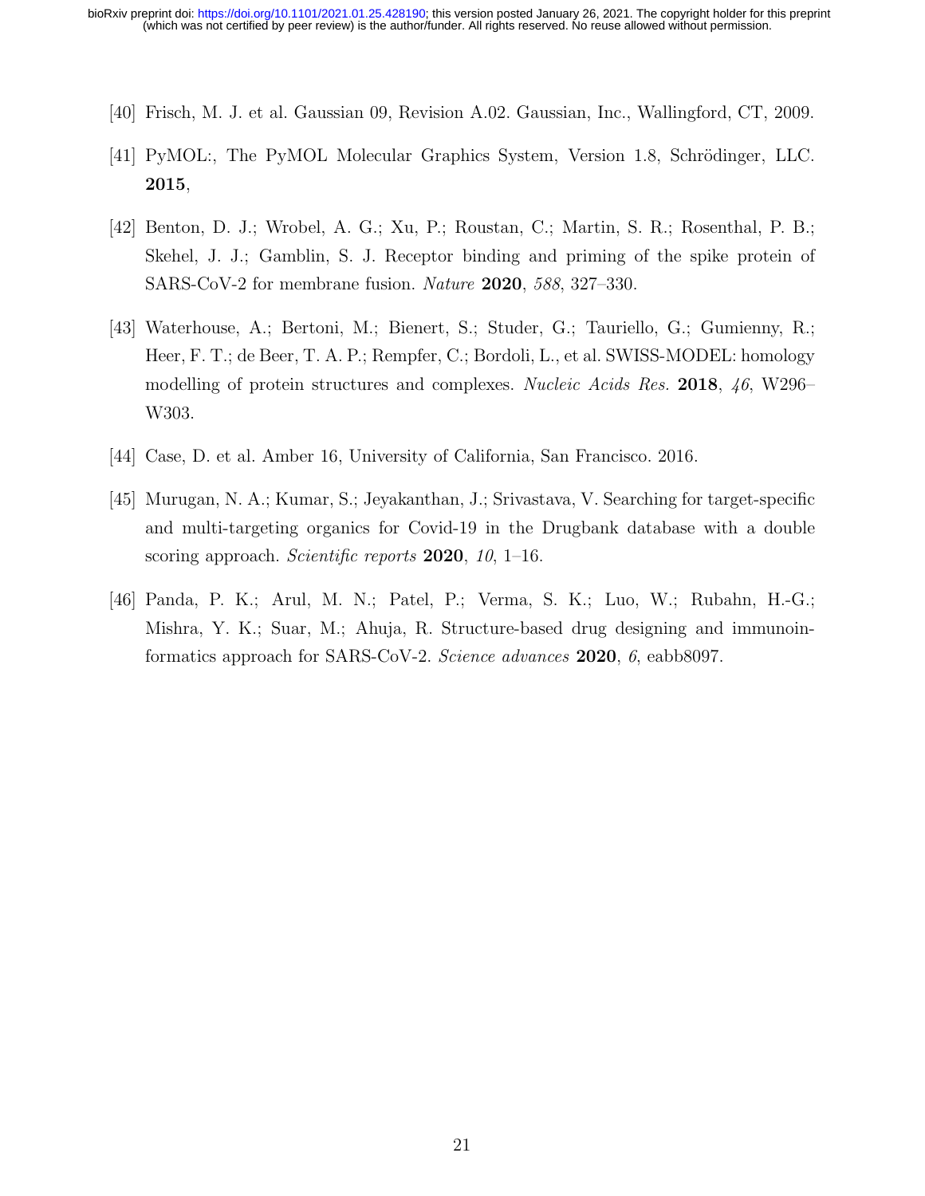[40] Frisch, M. J. et al. Gaussian 09, Revision A.02. Gaussian, Inc., Wallingford, CT, 2009.

[41] PyMOL:, The PyMOL Molecular Graphics System, Version 1.8, Schrödinger, LLC. **2015**,

[42] Benton, D. J.; Wrobel, A. G.; Xu, P.; Roustan, C.; Martin, S. R.; Rosenthal, P. B.; Skehel, J. J.; Gamblin, S. J. Receptor binding and priming of the spike protein of SARS-CoV-2 for membrane fusion. *Nature* **2020**, *588*, 327–330.

[43] Waterhouse, A.; Bertoni, M.; Bienert, S.; Studer, G.; Tauriello, G.; Gumienny, R.; Heer, F. T.; de Beer, T. A. P.; Rempfer, C.; Bordoli, L., et al. SWISS-MODEL: homology modelling of protein structures and complexes. *Nucleic Acids Res.* **2018**, *46*, W296–W303.

[44] Case, D. et al. Amber 16, University of California, San Francisco. 2016.

[45] Murugan, N. A.; Kumar, S.; Jeyakanthan, J.; Srivastava, V. Searching for target-specific and multi-targeting organics for Covid-19 in the Drugbank database with a double scoring approach. *Scientific reports* **2020**, *10*, 1–16.

[46] Panda, P. K.; Arul, M. N.; Patel, P.; Verma, S. K.; Luo, W.; Rubahn, H.-G.; Mishra, Y. K.; Suar, M.; Ahuja, R. Structure-based drug designing and immunoinformatics approach for SARS-CoV-2. *Science advances* **2020**, *6*, eabb8097.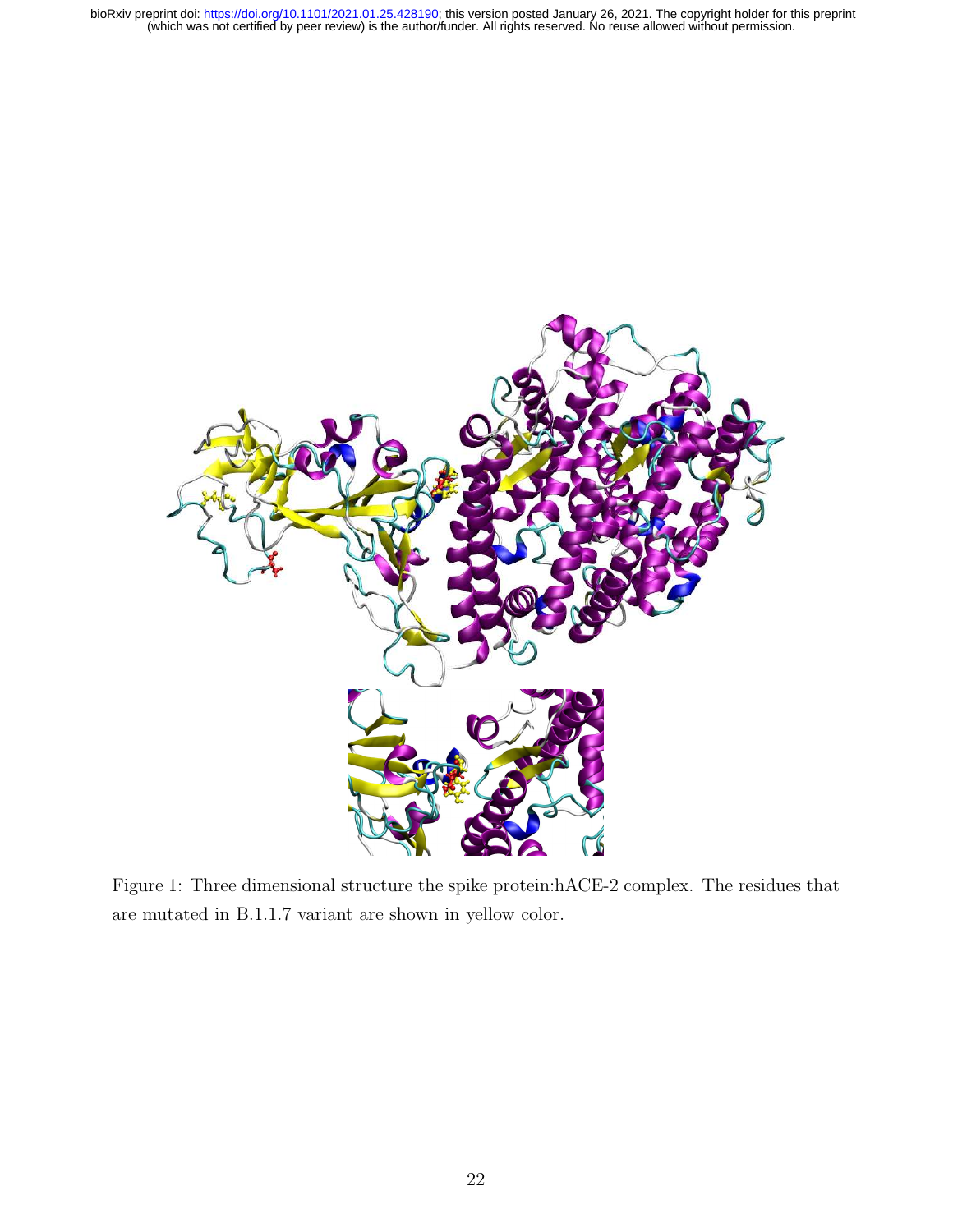Figure 1: Three dimensional structure the spike protein:hACE-2 complex. The residues that are mutated in B.1.1.7 variant are shown in yellow color.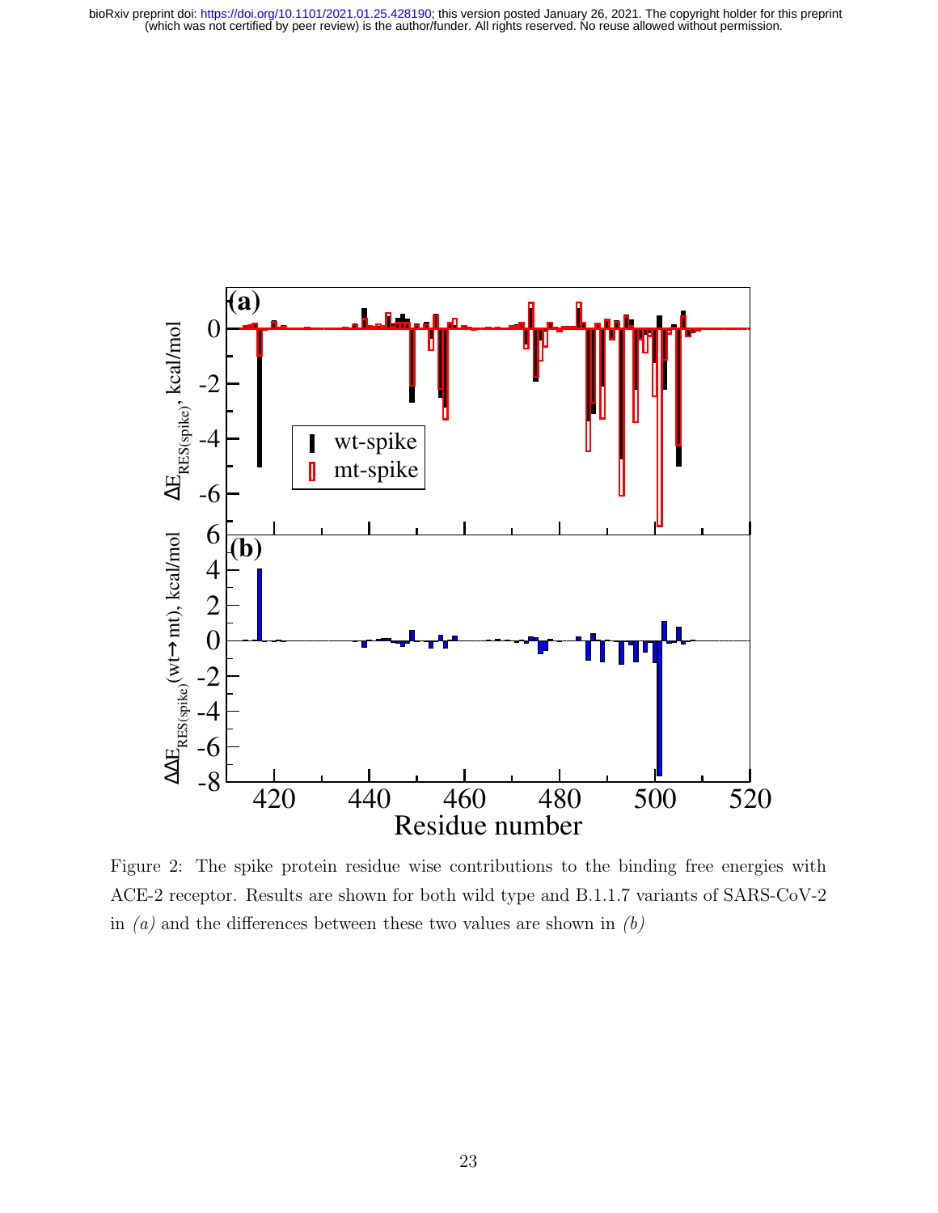Figure 2: The spike protein residue wise contributions to the binding free energies with ACE-2 receptor. Results are shown for both wild type and B.1.1.7 variants of SARS-CoV-2 in *(a)* and the differences between these two values are shown in *(b)*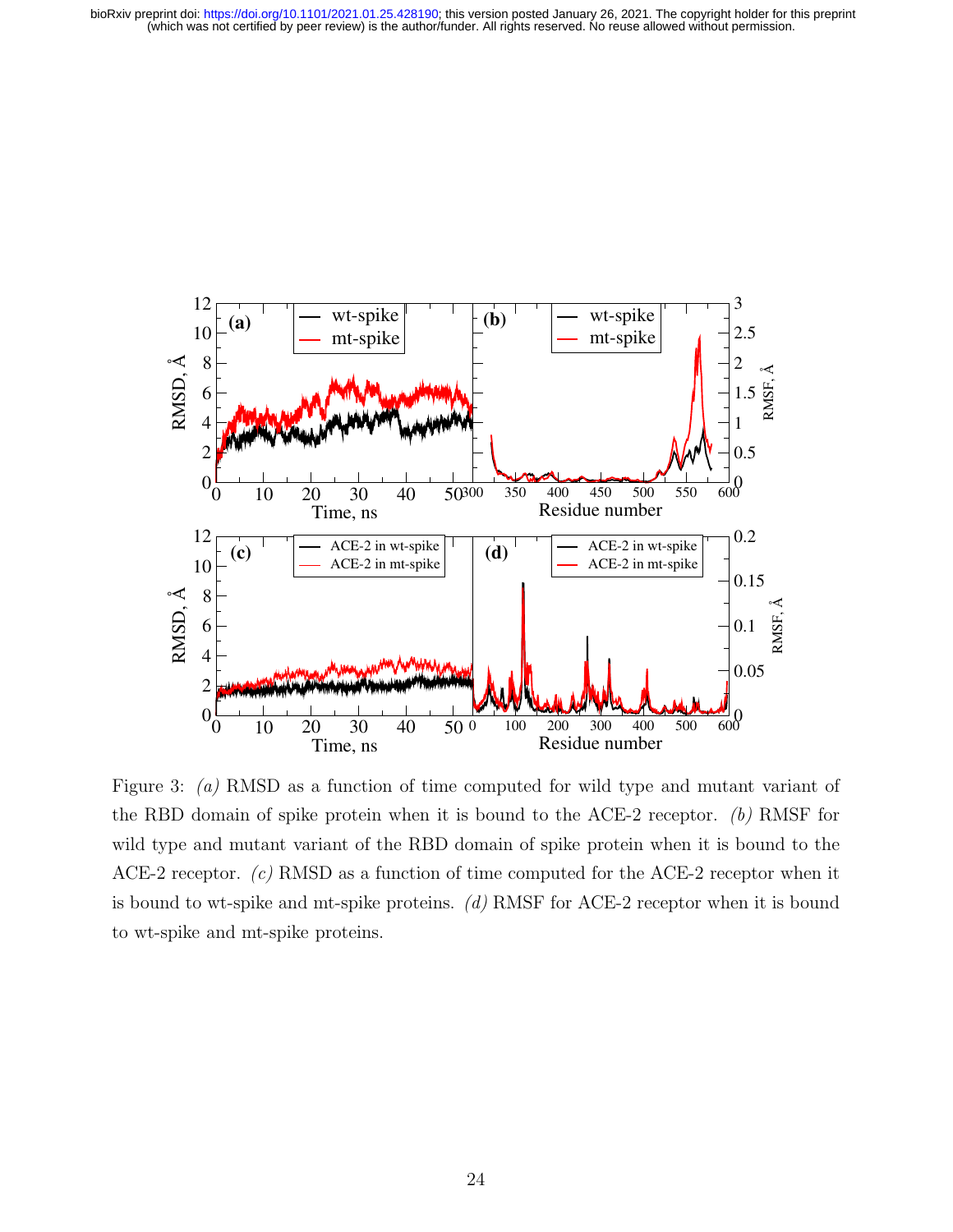(a)
wt-spike
mt-spike
RMSD, Å
Time, ns
0 10 20 30 40 50
0 2 4 6 8 10 12

(b)
wt-spike
mt-spike
RMSF, Å
Residue number
300 350 400 450 500 550 600
0 0.5 1 1.5 2 2.5 3

(c)
ACE-2 in wt-spike
ACE-2 in mt-spike
RMSD, Å
Time, ns
0 10 20 30 40 50
0 2 4 6 8 10 12

(d)
ACE-2 in wt-spike
ACE-2 in mt-spike
RMSF, Å
Residue number
0 100 200 300 400 500 600
0 0.05 0.1 0.15 0.2

Figure 3: *(a)* RMSD as a function of time computed for wild type and mutant variant of the RBD domain of spike protein when it is bound to the ACE-2 receptor. *(b)* RMSF for wild type and mutant variant of the RBD domain of spike protein when it is bound to the ACE-2 receptor. *(c)* RMSD as a function of time computed for the ACE-2 receptor when it is bound to wt-spike and mt-spike proteins. *(d)* RMSF for ACE-2 receptor when it is bound to wt-spike and mt-spike proteins.